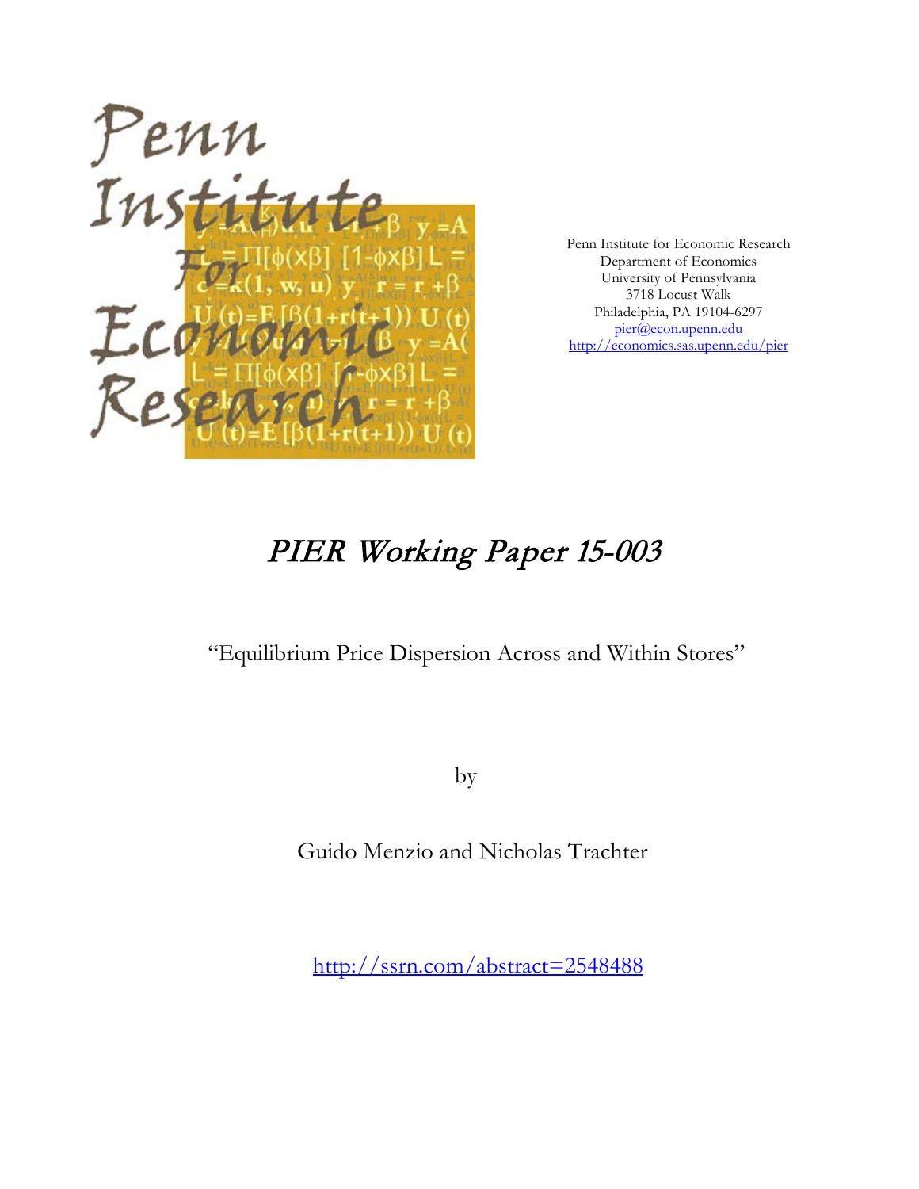Penn Institute for Economic Research
Department of Economics
University of Pennsylvania
3718 Locust Walk
Philadelphia, PA 19104-6297
pier@econ.upenn.edu
http://economics.sas.upenn.edu/pier

# *PIER Working Paper 15-003*

"Equilibrium Price Dispersion Across and Within Stores"

by

Guido Menzio and Nicholas Trachter

http://ssrn.com/abstract=2548488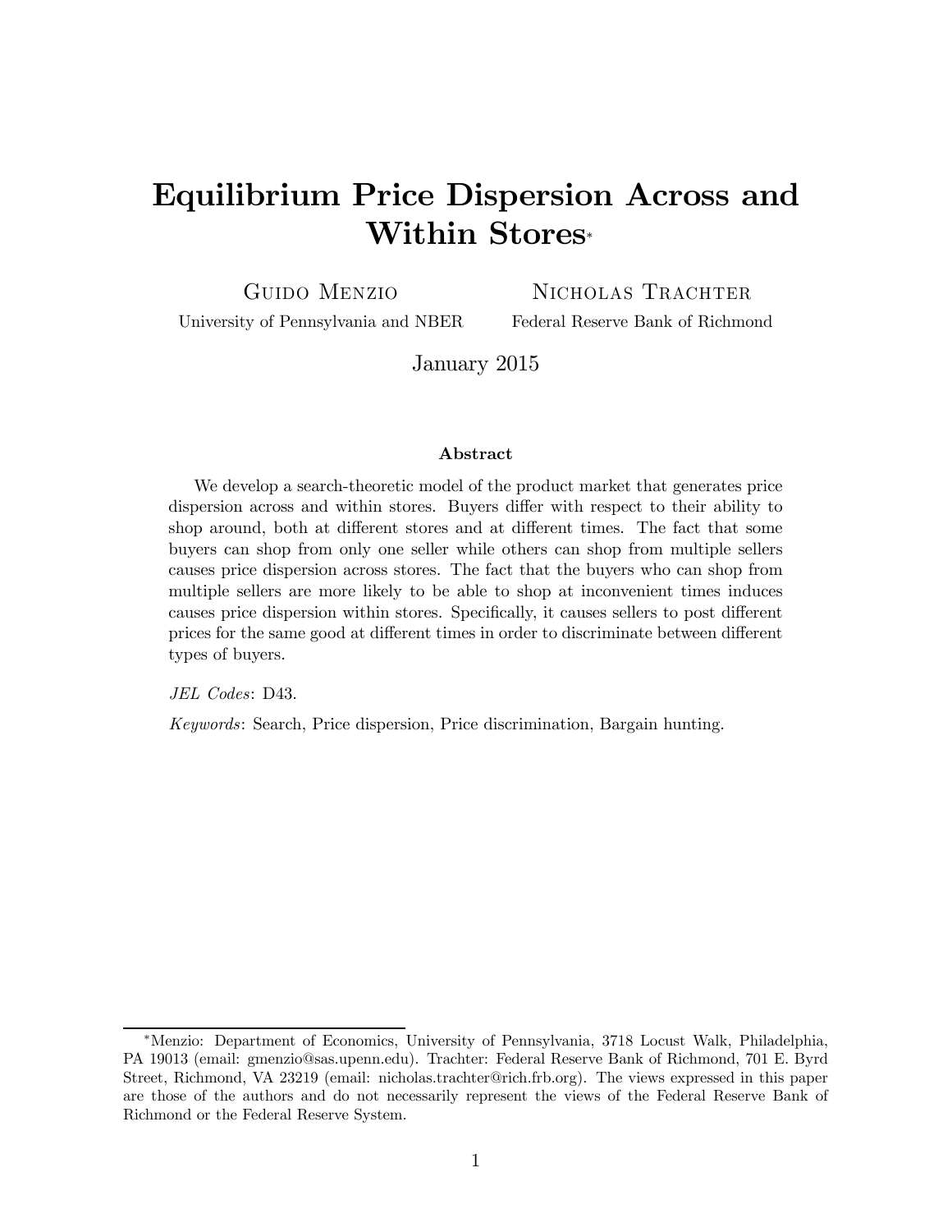# Equilibrium Price Dispersion Across and Within Stores*

**Guido Menzio**
University of Pennsylvania and NBER

**Nicholas Trachter**
Federal Reserve Bank of Richmond

January 2015

### Abstract

We develop a search-theoretic model of the product market that generates price dispersion across and within stores. Buyers differ with respect to their ability to shop around, both at different stores and at different times. The fact that some buyers can shop from only one seller while others can shop from multiple sellers causes price dispersion across stores. The fact that the buyers who can shop from multiple sellers are more likely to be able to shop at inconvenient times induces causes price dispersion within stores. Specifically, it causes sellers to post different prices for the same good at different times in order to discriminate between different types of buyers.

*JEL Codes*: D43.

*Keywords*: Search, Price dispersion, Price discrimination, Bargain hunting.

---

*Menzio: Department of Economics, University of Pennsylvania, 3718 Locust Walk, Philadelphia, PA 19013 (email: gmenzio@sas.upenn.edu). Trachter: Federal Reserve Bank of Richmond, 701 E. Byrd Street, Richmond, VA 23219 (email: nicholas.trachter@rich.frb.org). The views expressed in this paper are those of the authors and do not necessarily represent the views of the Federal Reserve Bank of Richmond or the Federal Reserve System.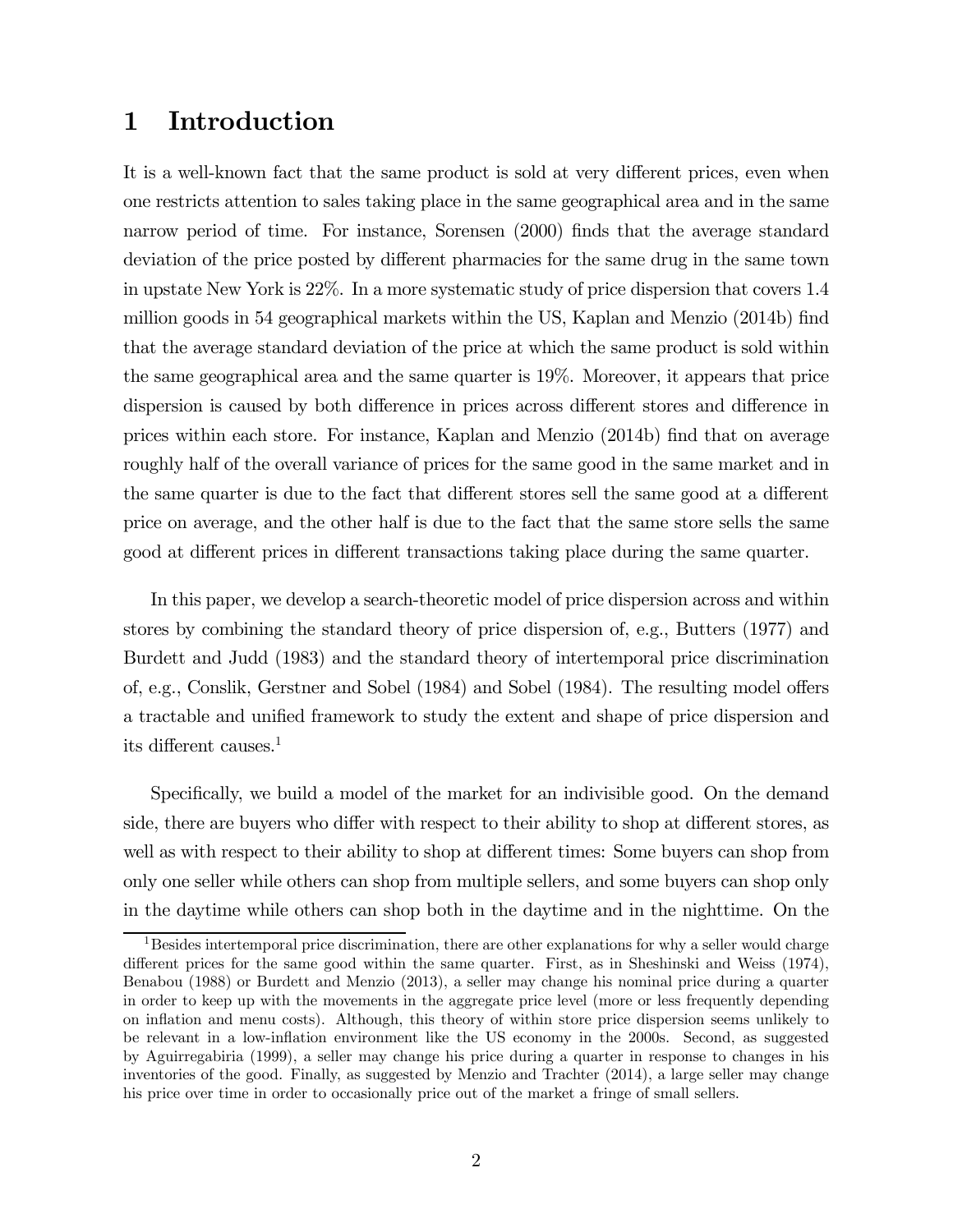# 1 Introduction

It is a well-known fact that the same product is sold at very different prices, even when one restricts attention to sales taking place in the same geographical area and in the same narrow period of time. For instance, Sorensen (2000) finds that the average standard deviation of the price posted by different pharmacies for the same drug in the same town in upstate New York is 22%. In a more systematic study of price dispersion that covers 1.4 million goods in 54 geographical markets within the US, Kaplan and Menzio (2014b) find that the average standard deviation of the price at which the same product is sold within the same geographical area and the same quarter is 19%. Moreover, it appears that price dispersion is caused by both difference in prices across different stores and difference in prices within each store. For instance, Kaplan and Menzio (2014b) find that on average roughly half of the overall variance of prices for the same good in the same market and in the same quarter is due to the fact that different stores sell the same good at a different price on average, and the other half is due to the fact that the same store sells the same good at different prices in different transactions taking place during the same quarter.

In this paper, we develop a search-theoretic model of price dispersion across and within stores by combining the standard theory of price dispersion of, e.g., Butters (1977) and Burdett and Judd (1983) and the standard theory of intertemporal price discrimination of, e.g., Conslik, Gerstner and Sobel (1984) and Sobel (1984). The resulting model offers a tractable and unified framework to study the extent and shape of price dispersion and its different causes.[1]

Specifically, we build a model of the market for an indivisible good. On the demand side, there are buyers who differ with respect to their ability to shop at different stores, as well as with respect to their ability to shop at different times: Some buyers can shop from only one seller while others can shop from multiple sellers, and some buyers can shop only in the daytime while others can shop both in the daytime and in the nighttime. On the

[1] Besides intertemporal price discrimination, there are other explanations for why a seller would charge different prices for the same good within the same quarter. First, as in Sheshinski and Weiss (1974), Benabou (1988) or Burdett and Menzio (2013), a seller may change his nominal price during a quarter in order to keep up with the movements in the aggregate price level (more or less frequently depending on inflation and menu costs). Although, this theory of within store price dispersion seems unlikely to be relevant in a low-inflation environment like the US economy in the 2000s. Second, as suggested by Aguirregabiria (1999), a seller may change his price during a quarter in response to changes in his inventories of the good. Finally, as suggested by Menzio and Trachter (2014), a large seller may change his price over time in order to occasionally price out of the market a fringe of small sellers.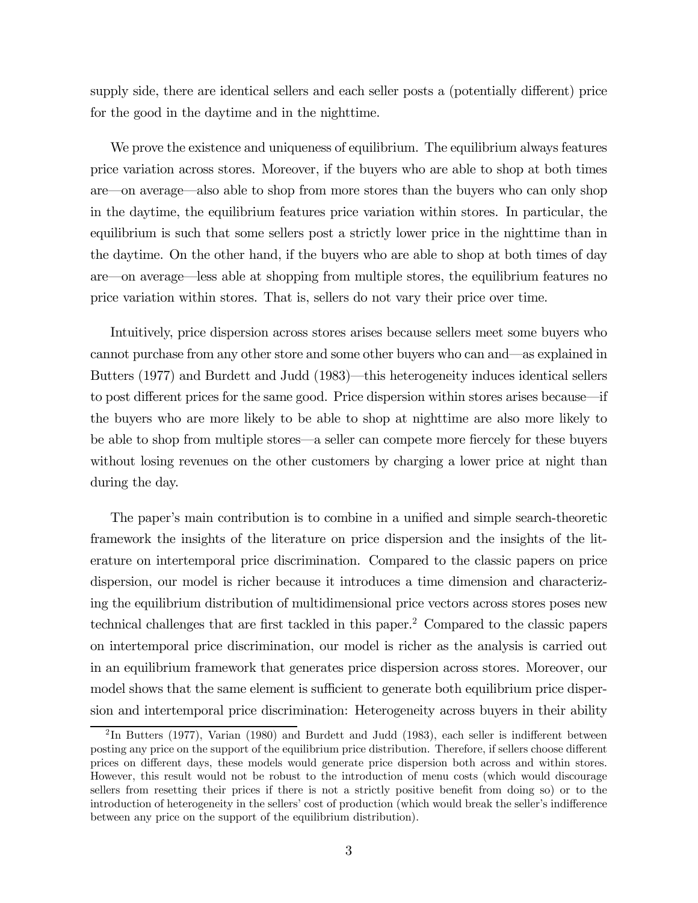supply side, there are identical sellers and each seller posts a (potentially different) price for the good in the daytime and in the nighttime.

We prove the existence and uniqueness of equilibrium. The equilibrium always features price variation across stores. Moreover, if the buyers who are able to shop at both times are—on average—also able to shop from more stores than the buyers who can only shop in the daytime, the equilibrium features price variation within stores. In particular, the equilibrium is such that some sellers post a strictly lower price in the nighttime than in the daytime. On the other hand, if the buyers who are able to shop at both times of day are—on average—less able at shopping from multiple stores, the equilibrium features no price variation within stores. That is, sellers do not vary their price over time.

Intuitively, price dispersion across stores arises because sellers meet some buyers who cannot purchase from any other store and some other buyers who can and—as explained in Butters (1977) and Burdett and Judd (1983)—this heterogeneity induces identical sellers to post different prices for the same good. Price dispersion within stores arises because—if the buyers who are more likely to be able to shop at nighttime are also more likely to be able to shop from multiple stores—a seller can compete more fiercely for these buyers without losing revenues on the other customers by charging a lower price at night than during the day.

The paper's main contribution is to combine in a unified and simple search-theoretic framework the insights of the literature on price dispersion and the insights of the literature on intertemporal price discrimination. Compared to the classic papers on price dispersion, our model is richer because it introduces a time dimension and characterizing the equilibrium distribution of multidimensional price vectors across stores poses new technical challenges that are first tackled in this paper.[2] Compared to the classic papers on intertemporal price discrimination, our model is richer as the analysis is carried out in an equilibrium framework that generates price dispersion across stores. Moreover, our model shows that the same element is sufficient to generate both equilibrium price dispersion and intertemporal price discrimination: Heterogeneity across buyers in their ability

[2] In Butters (1977), Varian (1980) and Burdett and Judd (1983), each seller is indifferent between posting any price on the support of the equilibrium price distribution. Therefore, if sellers choose different prices on different days, these models would generate price dispersion both across and within stores. However, this result would not be robust to the introduction of menu costs (which would discourage sellers from resetting their prices if there is not a strictly positive benefit from doing so) or to the introduction of heterogeneity in the sellers' cost of production (which would break the seller's indifference between any price on the support of the equilibrium distribution).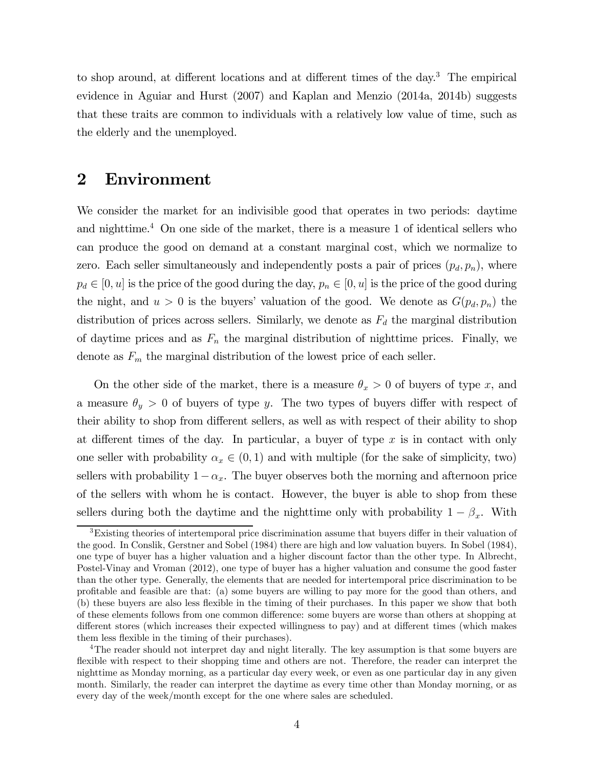to shop around, at different locations and at different times of the day.[3] The empirical evidence in Aguiar and Hurst (2007) and Kaplan and Menzio (2014a, 2014b) suggests that these traits are common to individuals with a relatively low value of time, such as the elderly and the unemployed.

## 2 Environment

We consider the market for an indivisible good that operates in two periods: daytime and nighttime.[4] On one side of the market, there is a measure 1 of identical sellers who can produce the good on demand at a constant marginal cost, which we normalize to zero. Each seller simultaneously and independently posts a pair of prices $(p_d, p_n)$, where $p_d \in [0, u]$ is the price of the good during the day, $p_n \in [0, u]$ is the price of the good during the night, and $u > 0$ is the buyers' valuation of the good. We denote as $G(p_d, p_n)$ the distribution of prices across sellers. Similarly, we denote as $F_d$ the marginal distribution of daytime prices and as $F_n$ the marginal distribution of nighttime prices. Finally, we denote as $F_m$ the marginal distribution of the lowest price of each seller.

On the other side of the market, there is a measure $\theta_x > 0$ of buyers of type $x$, and a measure $\theta_y > 0$ of buyers of type $y$. The two types of buyers differ with respect of their ability to shop from different sellers, as well as with respect of their ability to shop at different times of the day. In particular, a buyer of type $x$ is in contact with only one seller with probability $\alpha_x \in (0, 1)$ and with multiple (for the sake of simplicity, two) sellers with probability $1 - \alpha_x$. The buyer observes both the morning and afternoon price of the sellers with whom he is contact. However, the buyer is able to shop from these sellers during both the daytime and the nighttime only with probability $1 - \beta_x$. With

[3] Existing theories of intertemporal price discrimination assume that buyers differ in their valuation of the good. In Conslik, Gerstner and Sobel (1984) there are high and low valuation buyers. In Sobel (1984), one type of buyer has a higher valuation and a higher discount factor than the other type. In Albrecht, Postel-Vinay and Vroman (2012), one type of buyer has a higher valuation and consume the good faster than the other type. Generally, the elements that are needed for intertemporal price discrimination to be profitable and feasible are that: (a) some buyers are willing to pay more for the good than others, and (b) these buyers are also less flexible in the timing of their purchases. In this paper we show that both of these elements follows from one common difference: some buyers are worse than others at shopping at different stores (which increases their expected willingness to pay) and at different times (which makes them less flexible in the timing of their purchases).

[4] The reader should not interpret day and night literally. The key assumption is that some buyers are flexible with respect to their shopping time and others are not. Therefore, the reader can interpret the nighttime as Monday morning, as a particular day every week, or even as one particular day in any given month. Similarly, the reader can interpret the daytime as every time other than Monday morning, or as every day of the week/month except for the one where sales are scheduled.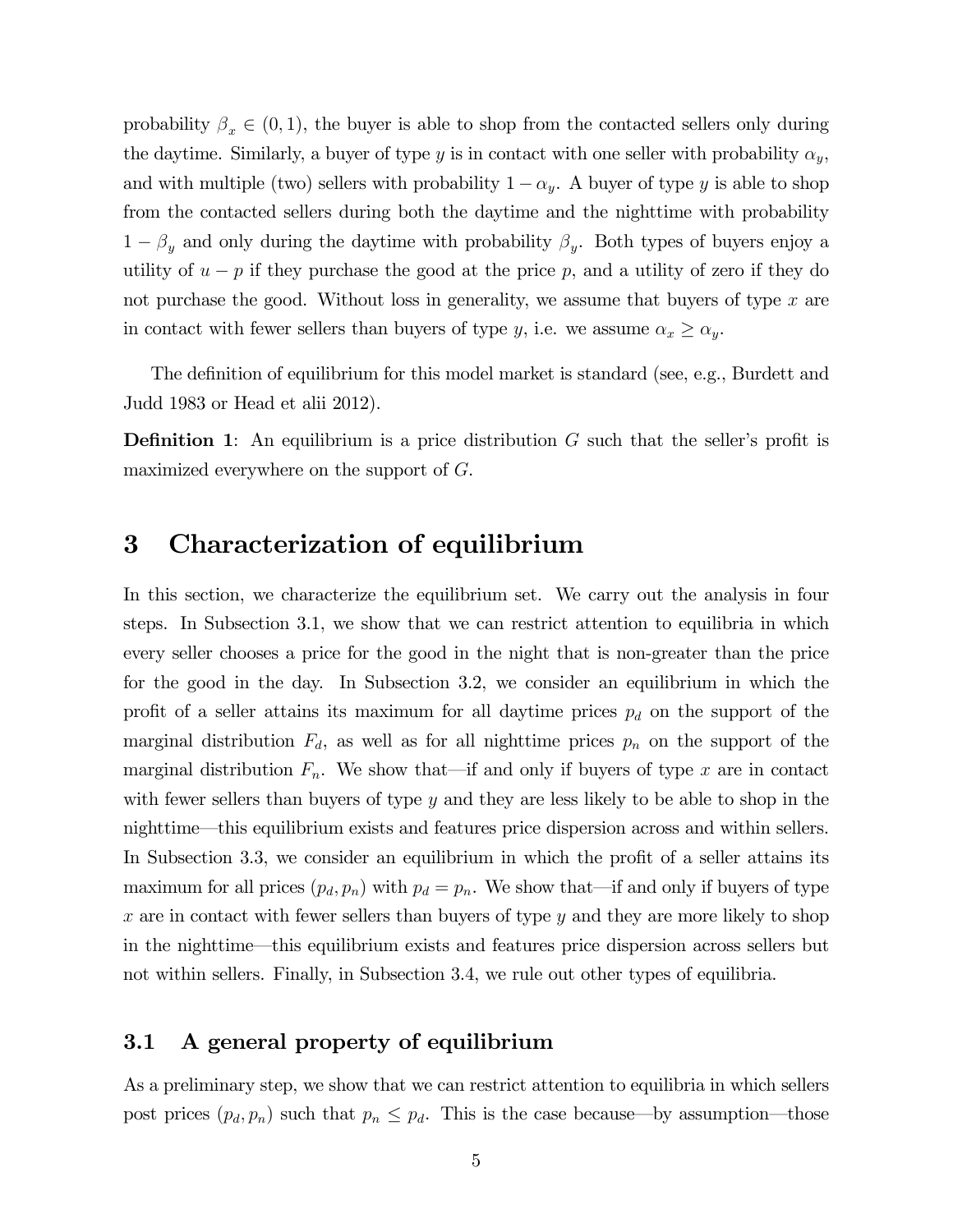probability $\beta_x \in (0,1)$, the buyer is able to shop from the contacted sellers only during the daytime. Similarly, a buyer of type $y$ is in contact with one seller with probability $\alpha_y$, and with multiple (two) sellers with probability $1-\alpha_y$. A buyer of type $y$ is able to shop from the contacted sellers during both the daytime and the nighttime with probability $1-\beta_y$ and only during the daytime with probability $\beta_y$. Both types of buyers enjoy a utility of $u-p$ if they purchase the good at the price $p$, and a utility of zero if they do not purchase the good. Without loss in generality, we assume that buyers of type $x$ are in contact with fewer sellers than buyers of type $y$, i.e. we assume $\alpha_x \geq \alpha_y$.

The definition of equilibrium for this model market is standard (see, e.g., Burdett and Judd 1983 or Head et alii 2012).

**Definition 1**: An equilibrium is a price distribution $G$ such that the seller's profit is maximized everywhere on the support of $G$.

# 3 Characterization of equilibrium

In this section, we characterize the equilibrium set. We carry out the analysis in four steps. In Subsection 3.1, we show that we can restrict attention to equilibria in which every seller chooses a price for the good in the night that is non-greater than the price for the good in the day. In Subsection 3.2, we consider an equilibrium in which the profit of a seller attains its maximum for all daytime prices $p_d$ on the support of the marginal distribution $F_d$, as well as for all nighttime prices $p_n$ on the support of the marginal distribution $F_n$. We show that—if and only if buyers of type $x$ are in contact with fewer sellers than buyers of type $y$ and they are less likely to be able to shop in the nighttime—this equilibrium exists and features price dispersion across and within sellers. In Subsection 3.3, we consider an equilibrium in which the profit of a seller attains its maximum for all prices $(p_d, p_n)$ with $p_d = p_n$. We show that—if and only if buyers of type $x$ are in contact with fewer sellers than buyers of type $y$ and they are more likely to shop in the nighttime—this equilibrium exists and features price dispersion across sellers but not within sellers. Finally, in Subsection 3.4, we rule out other types of equilibria.

## 3.1 A general property of equilibrium

As a preliminary step, we show that we can restrict attention to equilibria in which sellers post prices $(p_d, p_n)$ such that $p_n \leq p_d$. This is the case because—by assumption—those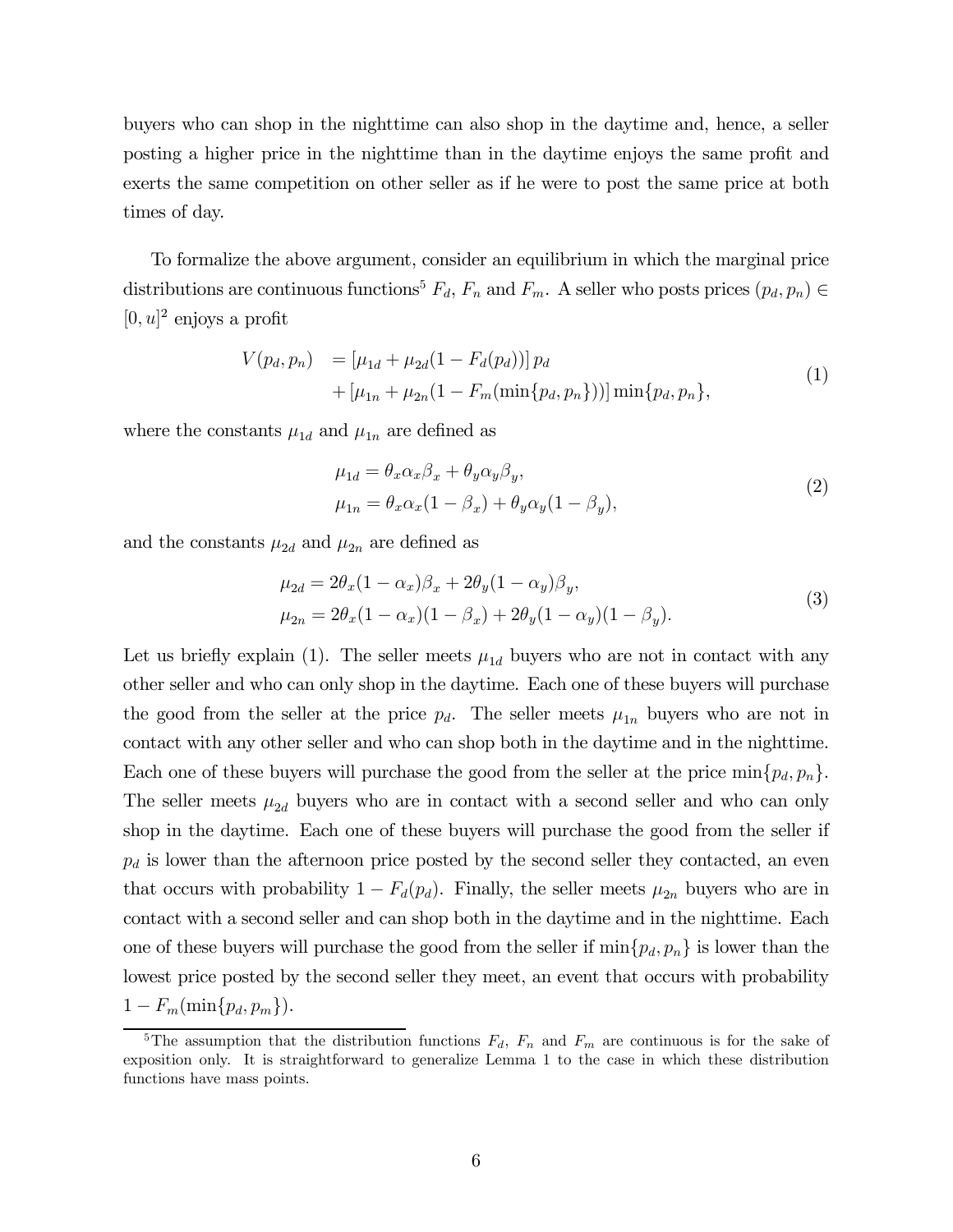buyers who can shop in the nighttime can also shop in the daytime and, hence, a seller posting a higher price in the nighttime than in the daytime enjoys the same profit and exerts the same competition on other seller as if he were to post the same price at both times of day.

To formalize the above argument, consider an equilibrium in which the marginal price distributions are continuous functions[5] $F_d$, $F_n$ and $F_m$. A seller who posts prices $(p_d, p_n) \in [0, u]^2$ enjoys a profit

$$
\begin{aligned}
V(p_d, p_n) \;\; &= \left[\mu_{1d} + \mu_{2d}(1 - F_d(p_d))\right] p_d \\
&+ \left[\mu_{1n} + \mu_{2n}(1 - F_m(\min\{p_d, p_n\}))\right] \min\{p_d, p_n\},
\end{aligned}
\tag{1}
$$

where the constants $\mu_{1d}$ and $\mu_{1n}$ are defined as

$$
\begin{aligned}
\mu_{1d} &= \theta_x \alpha_x \beta_x + \theta_y \alpha_y \beta_y, \\
\mu_{1n} &= \theta_x \alpha_x (1 - \beta_x) + \theta_y \alpha_y (1 - \beta_y),
\end{aligned}
\tag{2}
$$

and the constants $\mu_{2d}$ and $\mu_{2n}$ are defined as

$$
\begin{aligned}
\mu_{2d} &= 2\theta_x (1 - \alpha_x) \beta_x + 2\theta_y (1 - \alpha_y) \beta_y, \\
\mu_{2n} &= 2\theta_x (1 - \alpha_x)(1 - \beta_x) + 2\theta_y (1 - \alpha_y)(1 - \beta_y).
\end{aligned}
\tag{3}
$$

Let us briefly explain (1). The seller meets $\mu_{1d}$ buyers who are not in contact with any other seller and who can only shop in the daytime. Each one of these buyers will purchase the good from the seller at the price $p_d$. The seller meets $\mu_{1n}$ buyers who are not in contact with any other seller and who can shop both in the daytime and in the nighttime. Each one of these buyers will purchase the good from the seller at the price $\min\{p_d, p_n\}$. The seller meets $\mu_{2d}$ buyers who are in contact with a second seller and who can only shop in the daytime. Each one of these buyers will purchase the good from the seller if $p_d$ is lower than the afternoon price posted by the second seller they contacted, an even that occurs with probability $1 - F_d(p_d)$. Finally, the seller meets $\mu_{2n}$ buyers who are in contact with a second seller and can shop both in the daytime and in the nighttime. Each one of these buyers will purchase the good from the seller if $\min\{p_d, p_n\}$ is lower than the lowest price posted by the second seller they meet, an event that occurs with probability $1 - F_m(\min\{p_d, p_m\})$.

[5] The assumption that the distribution functions $F_d$, $F_n$ and $F_m$ are continuous is for the sake of exposition only. It is straightforward to generalize Lemma 1 to the case in which these distribution functions have mass points.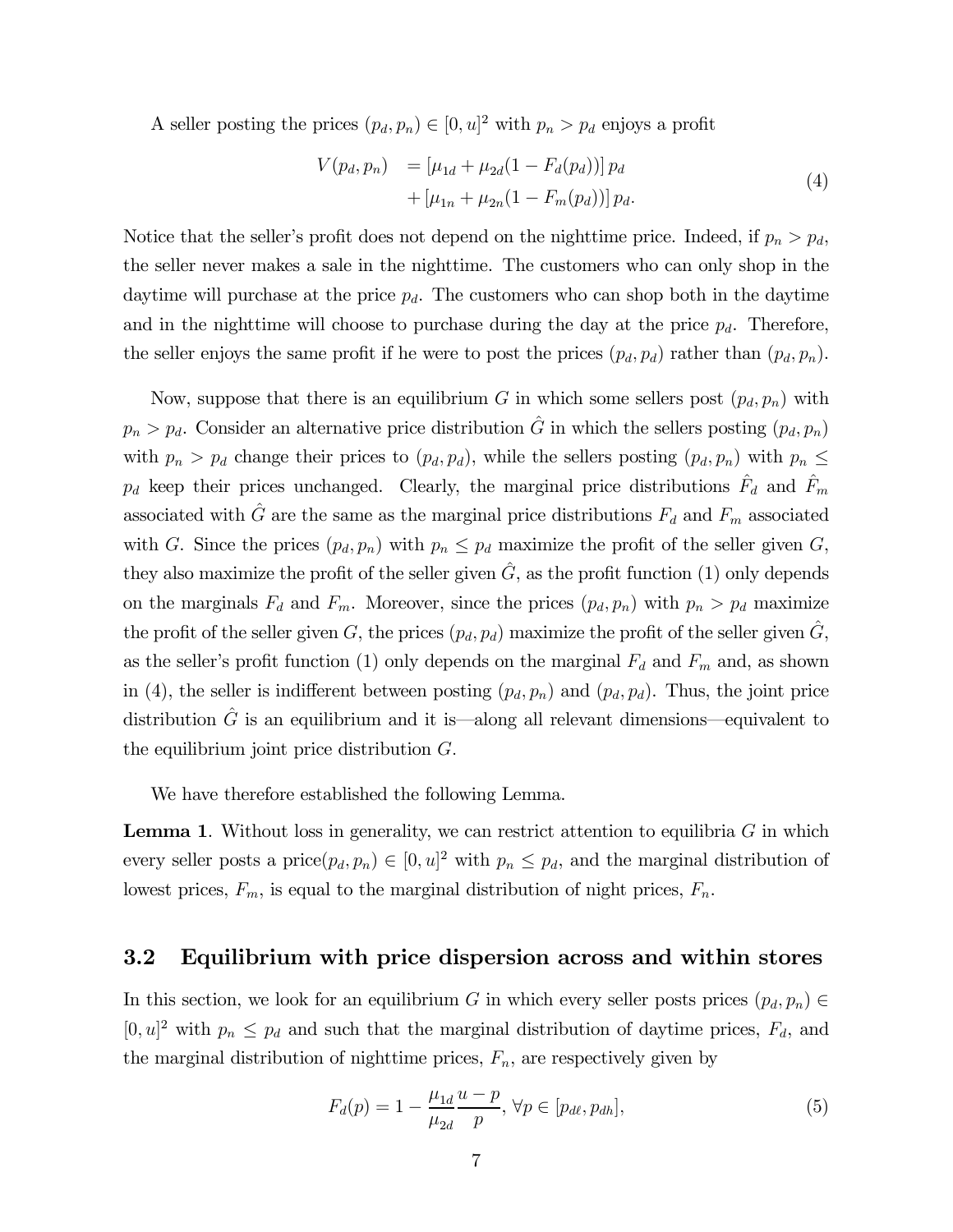A seller posting the prices $(p_d, p_n) \in [0, u]^2$ with $p_n > p_d$ enjoys a profit

$$
\begin{aligned}
V(p_d, p_n) &= \left[\mu_{1d} + \mu_{2d}(1 - F_d(p_d))\right] p_d \\
&\quad + \left[\mu_{1n} + \mu_{2n}(1 - F_m(p_d))\right] p_d.
\end{aligned}
\tag{4}
$$

Notice that the seller's profit does not depend on the nighttime price. Indeed, if $p_n > p_d$, the seller never makes a sale in the nighttime. The customers who can only shop in the daytime will purchase at the price $p_d$. The customers who can shop both in the daytime and in the nighttime will choose to purchase during the day at the price $p_d$. Therefore, the seller enjoys the same profit if he were to post the prices $(p_d, p_d)$ rather than $(p_d, p_n)$.

Now, suppose that there is an equilibrium $G$ in which some sellers post $(p_d, p_n)$ with $p_n > p_d$. Consider an alternative price distribution $\hat{G}$ in which the sellers posting $(p_d, p_n)$ with $p_n > p_d$ change their prices to $(p_d, p_d)$, while the sellers posting $(p_d, p_n)$ with $p_n \leq p_d$ keep their prices unchanged. Clearly, the marginal price distributions $\hat{F}_d$ and $\hat{F}_m$ associated with $\hat{G}$ are the same as the marginal price distributions $F_d$ and $F_m$ associated with $G$. Since the prices $(p_d, p_n)$ with $p_n \leq p_d$ maximize the profit of the seller given $G$, they also maximize the profit of the seller given $\hat{G}$, as the profit function (1) only depends on the marginals $F_d$ and $F_m$. Moreover, since the prices $(p_d, p_n)$ with $p_n > p_d$ maximize the profit of the seller given $G$, the prices $(p_d, p_d)$ maximize the profit of the seller given $\hat{G}$, as the seller's profit function (1) only depends on the marginal $F_d$ and $F_m$ and, as shown in (4), the seller is indifferent between posting $(p_d, p_n)$ and $(p_d, p_d)$. Thus, the joint price distribution $\hat{G}$ is an equilibrium and it is—along all relevant dimensions—equivalent to the equilibrium joint price distribution $G$.

We have therefore established the following Lemma.

**Lemma 1**. Without loss in generality, we can restrict attention to equilibria $G$ in which every seller posts a price$(p_d, p_n) \in [0, u]^2$ with $p_n \leq p_d$, and the marginal distribution of lowest prices, $F_m$, is equal to the marginal distribution of night prices, $F_n$.

## 3.2 Equilibrium with price dispersion across and within stores

In this section, we look for an equilibrium $G$ in which every seller posts prices $(p_d, p_n) \in [0, u]^2$ with $p_n \leq p_d$ and such that the marginal distribution of daytime prices, $F_d$, and the marginal distribution of nighttime prices, $F_n$, are respectively given by

$$
F_d(p) = 1 - \frac{\mu_{1d}}{\mu_{2d}} \frac{u - p}{p}, \; \forall p \in [p_{d\ell}, p_{dh}],
\tag{5}
$$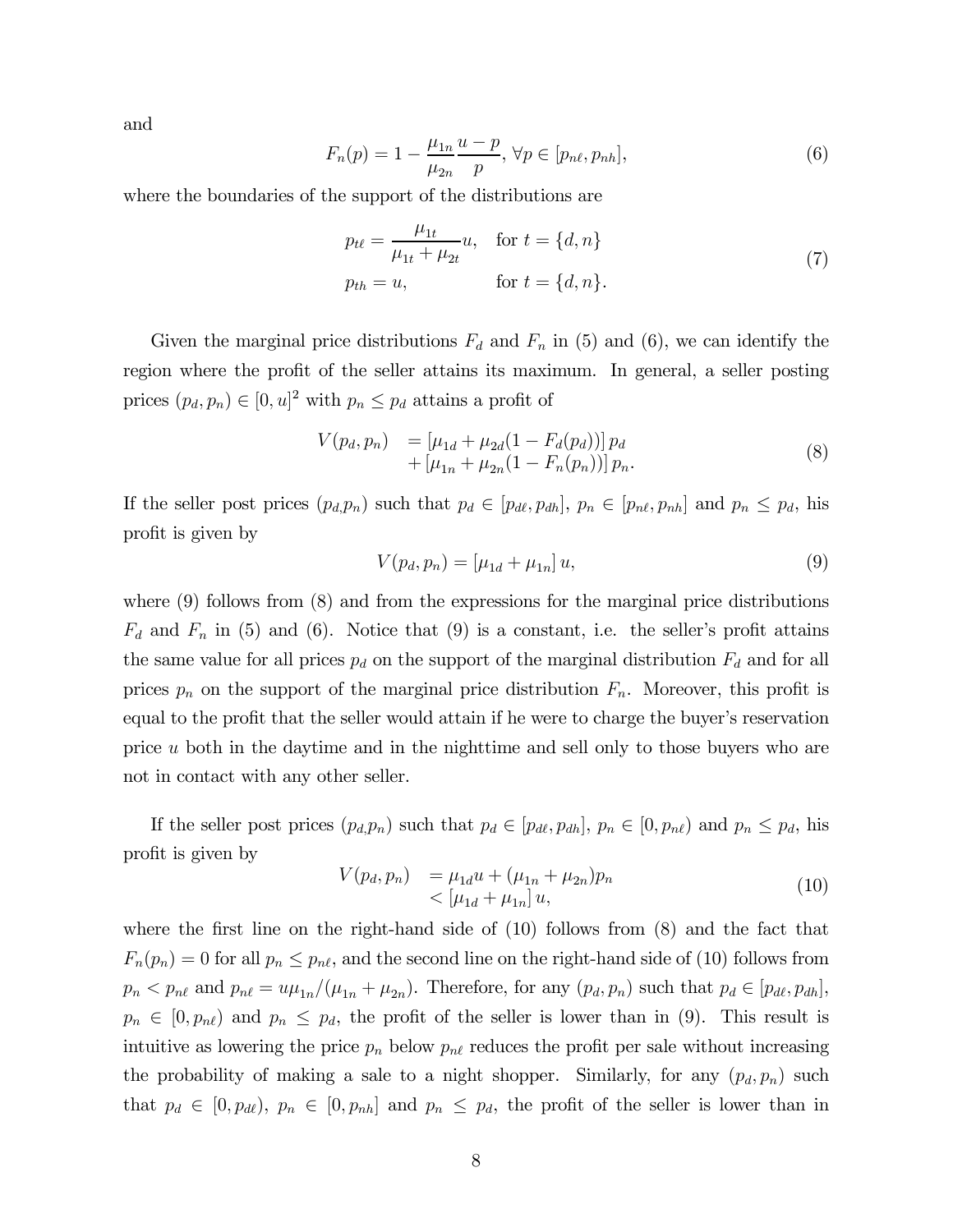and

$$F_n(p) = 1 - \frac{\mu_{1n}}{\mu_{2n}} \frac{u-p}{p}, \ \forall p \in [p_{n\ell}, p_{nh}], \tag{6}$$

where the boundaries of the support of the distributions are

$$\begin{aligned} p_{t\ell} &= \frac{\mu_{1t}}{\mu_{1t} + \mu_{2t}} u, \quad \text{for } t = \{d, n\} \\ p_{th} &= u, \qquad\qquad\quad \text{for } t = \{d, n\}. \end{aligned} \tag{7}$$

Given the marginal price distributions $F_d$ and $F_n$ in (5) and (6), we can identify the region where the profit of the seller attains its maximum. In general, a seller posting prices $(p_d, p_n) \in [0, u]^2$ with $p_n \leq p_d$ attains a profit of

$$\begin{aligned} V(p_d, p_n) &= [\mu_{1d} + \mu_{2d}(1 - F_d(p_d))]\, p_d \\ &+ [\mu_{1n} + \mu_{2n}(1 - F_n(p_n))]\, p_n. \end{aligned} \tag{8}$$

If the seller post prices $(p_d, p_n)$ such that $p_d \in [p_{d\ell}, p_{dh}]$, $p_n \in [p_{n\ell}, p_{nh}]$ and $p_n \leq p_d$, his profit is given by

$$V(p_d, p_n) = [\mu_{1d} + \mu_{1n}]\, u, \tag{9}$$

where (9) follows from (8) and from the expressions for the marginal price distributions $F_d$ and $F_n$ in (5) and (6). Notice that (9) is a constant, i.e. the seller's profit attains the same value for all prices $p_d$ on the support of the marginal distribution $F_d$ and for all prices $p_n$ on the support of the marginal price distribution $F_n$. Moreover, this profit is equal to the profit that the seller would attain if he were to charge the buyer's reservation price $u$ both in the daytime and in the nighttime and sell only to those buyers who are not in contact with any other seller.

If the seller post prices $(p_d, p_n)$ such that $p_d \in [p_{d\ell}, p_{dh}]$, $p_n \in [0, p_{n\ell})$ and $p_n \leq p_d$, his profit is given by

$$\begin{aligned} V(p_d, p_n) &= \mu_{1d} u + (\mu_{1n} + \mu_{2n}) p_n \\ &< [\mu_{1d} + \mu_{1n}]\, u, \end{aligned} \tag{10}$$

where the first line on the right-hand side of (10) follows from (8) and the fact that $F_n(p_n) = 0$ for all $p_n \leq p_{n\ell}$, and the second line on the right-hand side of (10) follows from $p_n < p_{n\ell}$ and $p_{n\ell} = u\mu_{1n}/(\mu_{1n} + \mu_{2n})$. Therefore, for any $(p_d, p_n)$ such that $p_d \in [p_{d\ell}, p_{dh}]$, $p_n \in [0, p_{n\ell})$ and $p_n \leq p_d$, the profit of the seller is lower than in (9). This result is intuitive as lowering the price $p_n$ below $p_{n\ell}$ reduces the profit per sale without increasing the probability of making a sale to a night shopper. Similarly, for any $(p_d, p_n)$ such that $p_d \in [0, p_{d\ell})$, $p_n \in [0, p_{nh}]$ and $p_n \leq p_d$, the profit of the seller is lower than in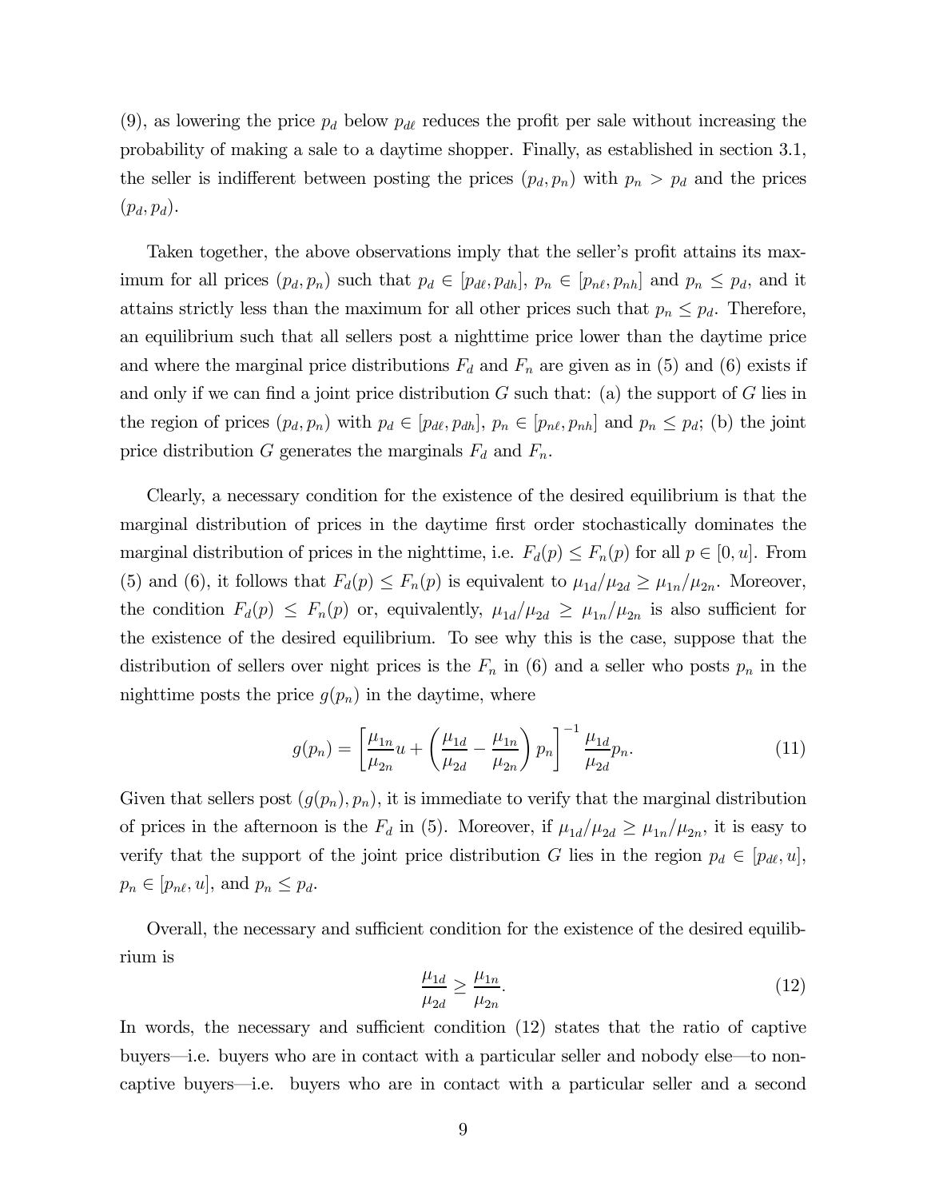(9), as lowering the price $p_d$ below $p_{d\ell}$ reduces the profit per sale without increasing the probability of making a sale to a daytime shopper. Finally, as established in section 3.1, the seller is indifferent between posting the prices $(p_d, p_n)$ with $p_n > p_d$ and the prices $(p_d, p_d)$.

Taken together, the above observations imply that the seller's profit attains its maximum for all prices $(p_d, p_n)$ such that $p_d \in [p_{d\ell}, p_{dh}]$, $p_n \in [p_{n\ell}, p_{nh}]$ and $p_n \leq p_d$, and it attains strictly less than the maximum for all other prices such that $p_n \leq p_d$. Therefore, an equilibrium such that all sellers post a nighttime price lower than the daytime price and where the marginal price distributions $F_d$ and $F_n$ are given as in (5) and (6) exists if and only if we can find a joint price distribution $G$ such that: (a) the support of $G$ lies in the region of prices $(p_d, p_n)$ with $p_d \in [p_{d\ell}, p_{dh}]$, $p_n \in [p_{n\ell}, p_{nh}]$ and $p_n \leq p_d$; (b) the joint price distribution $G$ generates the marginals $F_d$ and $F_n$.

Clearly, a necessary condition for the existence of the desired equilibrium is that the marginal distribution of prices in the daytime first order stochastically dominates the marginal distribution of prices in the nighttime, i.e. $F_d(p) \leq F_n(p)$ for all $p \in [0, u]$. From (5) and (6), it follows that $F_d(p) \leq F_n(p)$ is equivalent to $\mu_{1d}/\mu_{2d} \geq \mu_{1n}/\mu_{2n}$. Moreover, the condition $F_d(p) \leq F_n(p)$ or, equivalently, $\mu_{1d}/\mu_{2d} \geq \mu_{1n}/\mu_{2n}$ is also sufficient for the existence of the desired equilibrium. To see why this is the case, suppose that the distribution of sellers over night prices is the $F_n$ in (6) and a seller who posts $p_n$ in the nighttime posts the price $g(p_n)$ in the daytime, where

$$g(p_n) = \left[\frac{\mu_{1n}}{\mu_{2n}}u + \left(\frac{\mu_{1d}}{\mu_{2d}} - \frac{\mu_{1n}}{\mu_{2n}}\right)p_n\right]^{-1}\frac{\mu_{1d}}{\mu_{2d}}p_n. \tag{11}$$

Given that sellers post $(g(p_n), p_n)$, it is immediate to verify that the marginal distribution of prices in the afternoon is the $F_d$ in (5). Moreover, if $\mu_{1d}/\mu_{2d} \geq \mu_{1n}/\mu_{2n}$, it is easy to verify that the support of the joint price distribution $G$ lies in the region $p_d \in [p_{d\ell}, u]$, $p_n \in [p_{n\ell}, u]$, and $p_n \leq p_d$.

Overall, the necessary and sufficient condition for the existence of the desired equilibrium is

$$\frac{\mu_{1d}}{\mu_{2d}} \geq \frac{\mu_{1n}}{\mu_{2n}}. \tag{12}$$

In words, the necessary and sufficient condition (12) states that the ratio of captive buyers—i.e. buyers who are in contact with a particular seller and nobody else—to non-captive buyers—i.e. buyers who are in contact with a particular seller and a second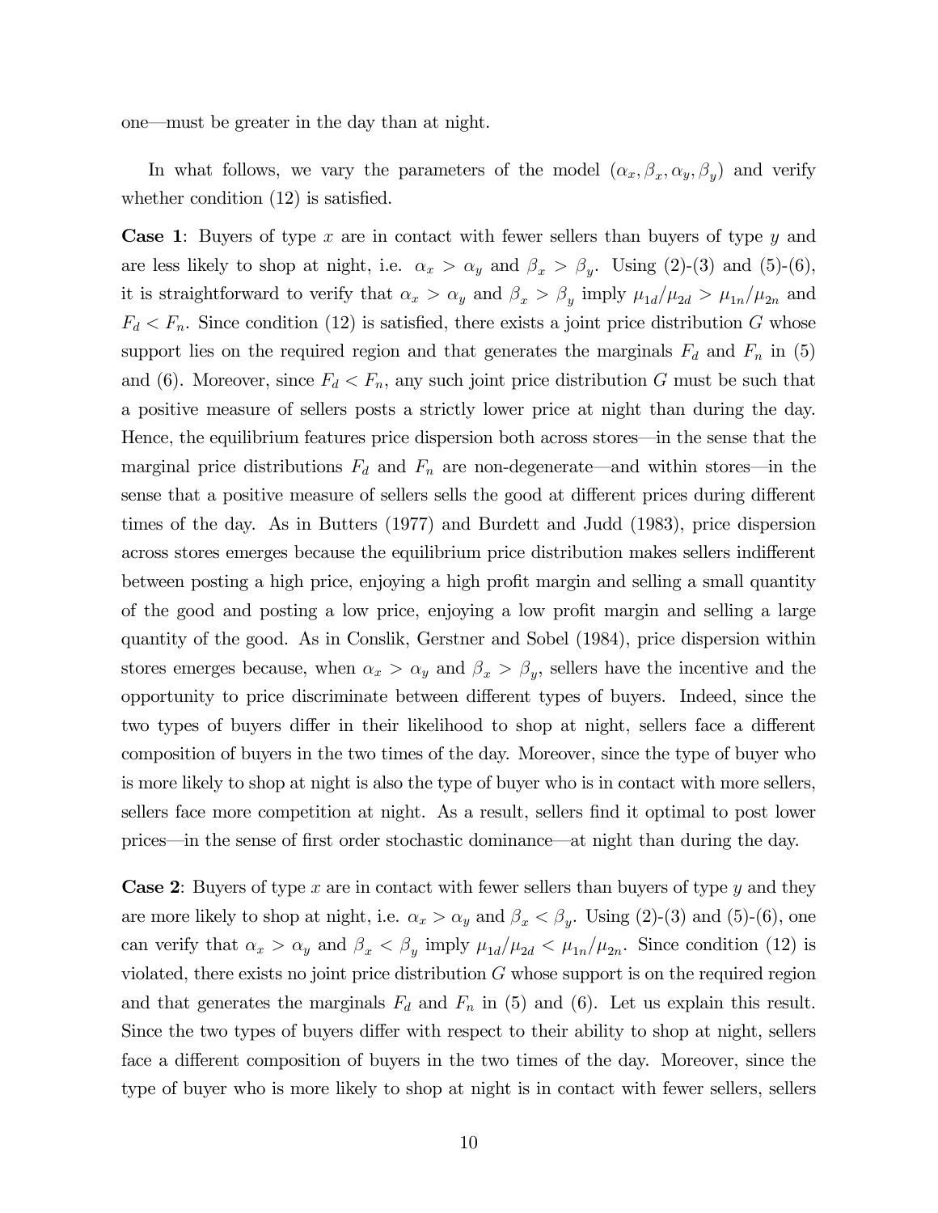one—must be greater in the day than at night.

In what follows, we vary the parameters of the model $(\alpha_x, \beta_x, \alpha_y, \beta_y)$ and verify whether condition (12) is satisfied.

**Case 1**: Buyers of type $x$ are in contact with fewer sellers than buyers of type $y$ and are less likely to shop at night, i.e. $\alpha_x > \alpha_y$ and $\beta_x > \beta_y$. Using (2)-(3) and (5)-(6), it is straightforward to verify that $\alpha_x > \alpha_y$ and $\beta_x > \beta_y$ imply $\mu_{1d}/\mu_{2d} > \mu_{1n}/\mu_{2n}$ and $F_d < F_n$. Since condition (12) is satisfied, there exists a joint price distribution $G$ whose support lies on the required region and that generates the marginals $F_d$ and $F_n$ in (5) and (6). Moreover, since $F_d < F_n$, any such joint price distribution $G$ must be such that a positive measure of sellers posts a strictly lower price at night than during the day. Hence, the equilibrium features price dispersion both across stores—in the sense that the marginal price distributions $F_d$ and $F_n$ are non-degenerate—and within stores—in the sense that a positive measure of sellers sells the good at different prices during different times of the day. As in Butters (1977) and Burdett and Judd (1983), price dispersion across stores emerges because the equilibrium price distribution makes sellers indifferent between posting a high price, enjoying a high profit margin and selling a small quantity of the good and posting a low price, enjoying a low profit margin and selling a large quantity of the good. As in Conslik, Gerstner and Sobel (1984), price dispersion within stores emerges because, when $\alpha_x > \alpha_y$ and $\beta_x > \beta_y$, sellers have the incentive and the opportunity to price discriminate between different types of buyers. Indeed, since the two types of buyers differ in their likelihood to shop at night, sellers face a different composition of buyers in the two times of the day. Moreover, since the type of buyer who is more likely to shop at night is also the type of buyer who is in contact with more sellers, sellers face more competition at night. As a result, sellers find it optimal to post lower prices—in the sense of first order stochastic dominance—at night than during the day.

**Case 2**: Buyers of type $x$ are in contact with fewer sellers than buyers of type $y$ and they are more likely to shop at night, i.e. $\alpha_x > \alpha_y$ and $\beta_x < \beta_y$. Using (2)-(3) and (5)-(6), one can verify that $\alpha_x > \alpha_y$ and $\beta_x < \beta_y$ imply $\mu_{1d}/\mu_{2d} < \mu_{1n}/\mu_{2n}$. Since condition (12) is violated, there exists no joint price distribution $G$ whose support is on the required region and that generates the marginals $F_d$ and $F_n$ in (5) and (6). Let us explain this result. Since the two types of buyers differ with respect to their ability to shop at night, sellers face a different composition of buyers in the two times of the day. Moreover, since the type of buyer who is more likely to shop at night is in contact with fewer sellers, sellers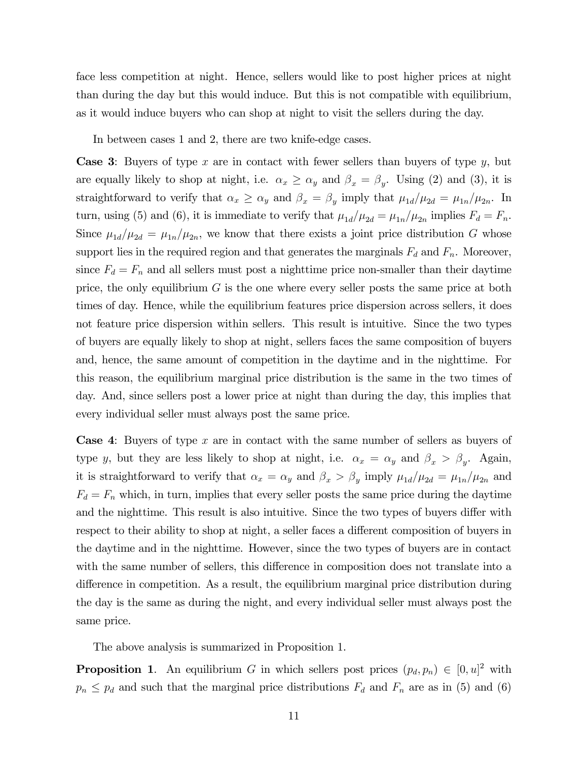face less competition at night. Hence, sellers would like to post higher prices at night than during the day but this would induce. But this is not compatible with equilibrium, as it would induce buyers who can shop at night to visit the sellers during the day.

In between cases 1 and 2, there are two knife-edge cases.

**Case 3**: Buyers of type $x$ are in contact with fewer sellers than buyers of type $y$, but are equally likely to shop at night, i.e. $\alpha_x \geq \alpha_y$ and $\beta_x = \beta_y$. Using (2) and (3), it is straightforward to verify that $\alpha_x \geq \alpha_y$ and $\beta_x = \beta_y$ imply that $\mu_{1d}/\mu_{2d} = \mu_{1n}/\mu_{2n}$. In turn, using (5) and (6), it is immediate to verify that $\mu_{1d}/\mu_{2d} = \mu_{1n}/\mu_{2n}$ implies $F_d = F_n$. Since $\mu_{1d}/\mu_{2d} = \mu_{1n}/\mu_{2n}$, we know that there exists a joint price distribution $G$ whose support lies in the required region and that generates the marginals $F_d$ and $F_n$. Moreover, since $F_d = F_n$ and all sellers must post a nighttime price non-smaller than their daytime price, the only equilibrium $G$ is the one where every seller posts the same price at both times of day. Hence, while the equilibrium features price dispersion across sellers, it does not feature price dispersion within sellers. This result is intuitive. Since the two types of buyers are equally likely to shop at night, sellers faces the same composition of buyers and, hence, the same amount of competition in the daytime and in the nighttime. For this reason, the equilibrium marginal price distribution is the same in the two times of day. And, since sellers post a lower price at night than during the day, this implies that every individual seller must always post the same price.

**Case 4**: Buyers of type $x$ are in contact with the same number of sellers as buyers of type $y$, but they are less likely to shop at night, i.e. $\alpha_x = \alpha_y$ and $\beta_x > \beta_y$. Again, it is straightforward to verify that $\alpha_x = \alpha_y$ and $\beta_x > \beta_y$ imply $\mu_{1d}/\mu_{2d} = \mu_{1n}/\mu_{2n}$ and $F_d = F_n$ which, in turn, implies that every seller posts the same price during the daytime and the nighttime. This result is also intuitive. Since the two types of buyers differ with respect to their ability to shop at night, a seller faces a different composition of buyers in the daytime and in the nighttime. However, since the two types of buyers are in contact with the same number of sellers, this difference in composition does not translate into a difference in competition. As a result, the equilibrium marginal price distribution during the day is the same as during the night, and every individual seller must always post the same price.

The above analysis is summarized in Proposition 1.

**Proposition 1**. An equilibrium $G$ in which sellers post prices $(p_d, p_n) \in [0, u]^2$ with $p_n \leq p_d$ and such that the marginal price distributions $F_d$ and $F_n$ are as in (5) and (6)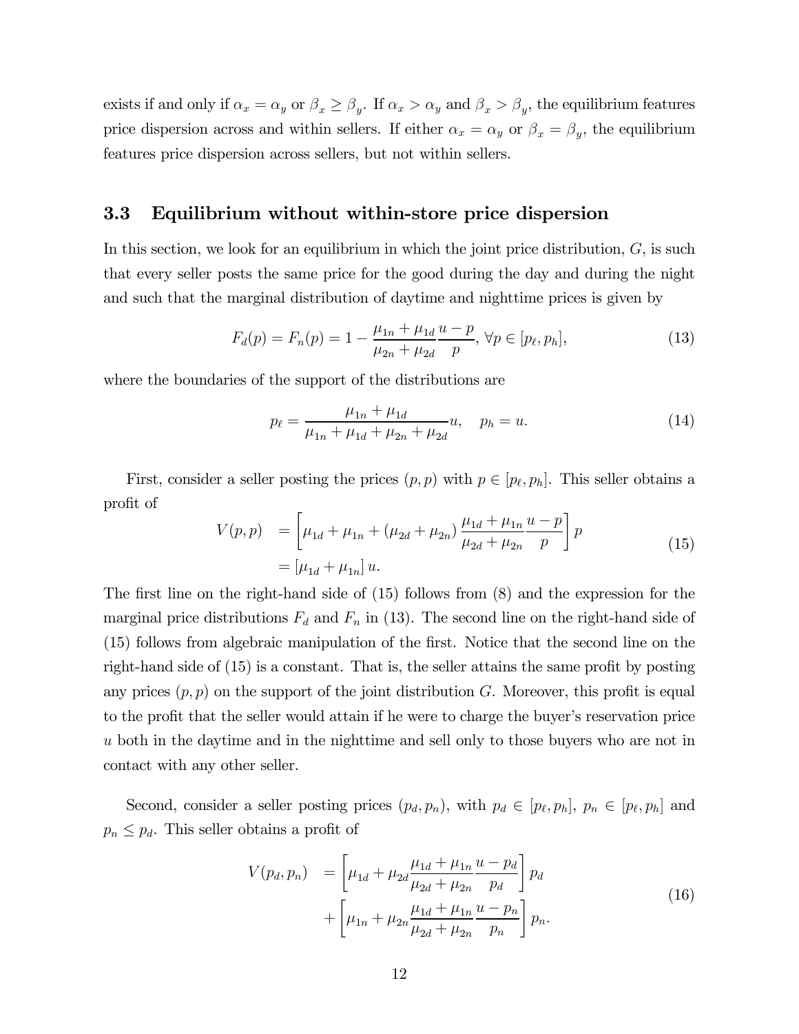exists if and only if $\alpha_x = \alpha_y$ or $\beta_x \geq \beta_y$. If $\alpha_x > \alpha_y$ and $\beta_x > \beta_y$, the equilibrium features price dispersion across and within sellers. If either $\alpha_x = \alpha_y$ or $\beta_x = \beta_y$, the equilibrium features price dispersion across sellers, but not within sellers.

### 3.3 Equilibrium without within-store price dispersion

In this section, we look for an equilibrium in which the joint price distribution, $G$, is such that every seller posts the same price for the good during the day and during the night and such that the marginal distribution of daytime and nighttime prices is given by

$$F_d(p) = F_n(p) = 1 - \frac{\mu_{1n} + \mu_{1d}}{\mu_{2n} + \mu_{2d}} \frac{u - p}{p}, \; \forall p \in [p_\ell, p_h], \tag{13}$$

where the boundaries of the support of the distributions are

$$p_\ell = \frac{\mu_{1n} + \mu_{1d}}{\mu_{1n} + \mu_{1d} + \mu_{2n} + \mu_{2d}} u, \quad p_h = u. \tag{14}$$

First, consider a seller posting the prices $(p, p)$ with $p \in [p_\ell, p_h]$. This seller obtains a profit of

$$\begin{aligned} V(p,p) &= \left[ \mu_{1d} + \mu_{1n} + (\mu_{2d} + \mu_{2n}) \frac{\mu_{1d} + \mu_{1n}}{\mu_{2d} + \mu_{2n}} \frac{u - p}{p} \right] p \\ &= [\mu_{1d} + \mu_{1n}] \, u. \end{aligned} \tag{15}$$

The first line on the right-hand side of (15) follows from (8) and the expression for the marginal price distributions $F_d$ and $F_n$ in (13). The second line on the right-hand side of (15) follows from algebraic manipulation of the first. Notice that the second line on the right-hand side of (15) is a constant. That is, the seller attains the same profit by posting any prices $(p, p)$ on the support of the joint distribution $G$. Moreover, this profit is equal to the profit that the seller would attain if he were to charge the buyer's reservation price $u$ both in the daytime and in the nighttime and sell only to those buyers who are not in contact with any other seller.

Second, consider a seller posting prices $(p_d, p_n)$, with $p_d \in [p_\ell, p_h]$, $p_n \in [p_\ell, p_h]$ and $p_n \leq p_d$. This seller obtains a profit of

$$\begin{aligned} V(p_d, p_n) &= \left[ \mu_{1d} + \mu_{2d} \frac{\mu_{1d} + \mu_{1n}}{\mu_{2d} + \mu_{2n}} \frac{u - p_d}{p_d} \right] p_d \\ &\quad + \left[ \mu_{1n} + \mu_{2n} \frac{\mu_{1d} + \mu_{1n}}{\mu_{2d} + \mu_{2n}} \frac{u - p_n}{p_n} \right] p_n. \end{aligned} \tag{16}$$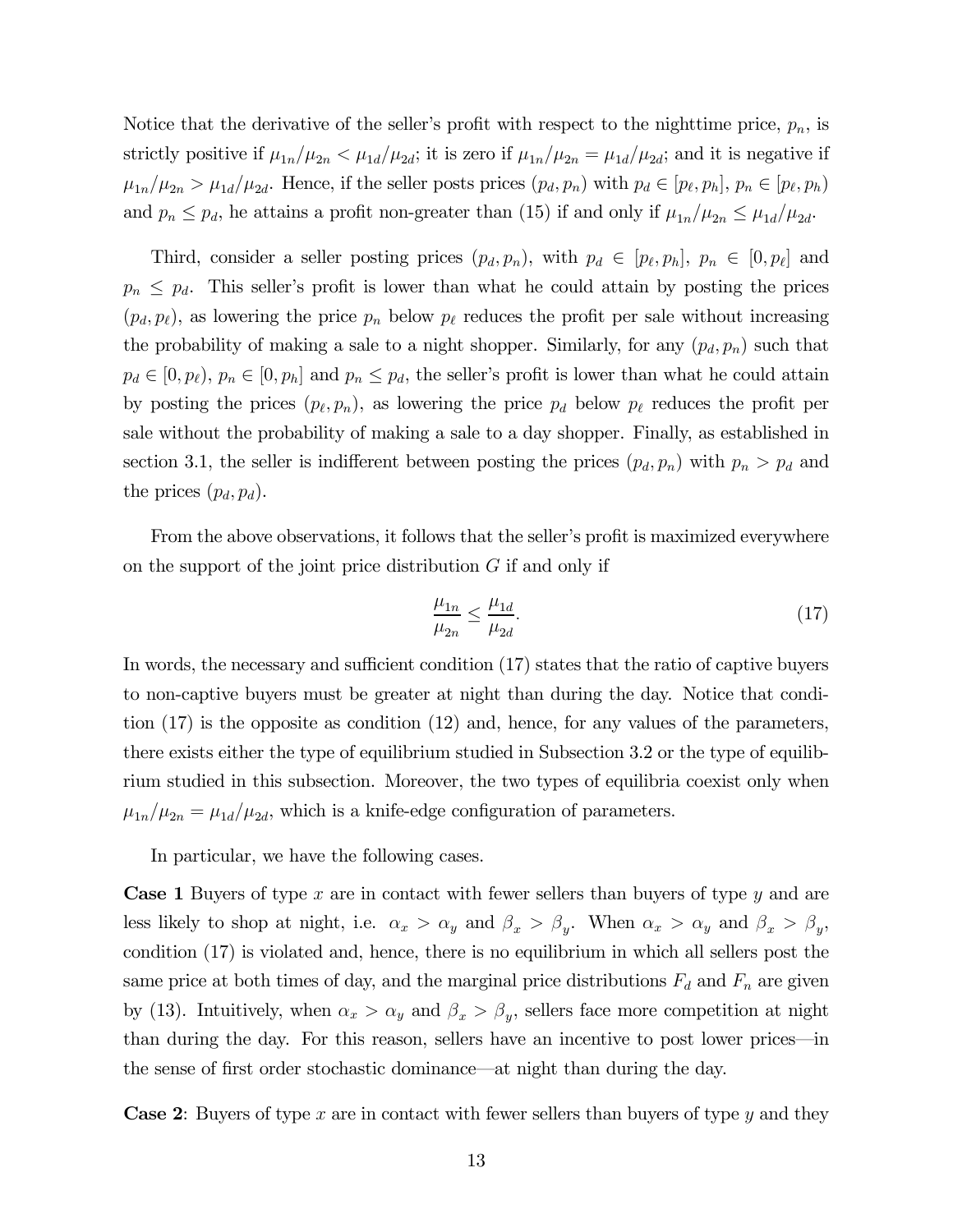Notice that the derivative of the seller's profit with respect to the nighttime price, $p_n$, is strictly positive if $\mu_{1n}/\mu_{2n} < \mu_{1d}/\mu_{2d}$; it is zero if $\mu_{1n}/\mu_{2n} = \mu_{1d}/\mu_{2d}$; and it is negative if $\mu_{1n}/\mu_{2n} > \mu_{1d}/\mu_{2d}$. Hence, if the seller posts prices $(p_d, p_n)$ with $p_d \in [p_\ell, p_h]$, $p_n \in [p_\ell, p_h)$ and $p_n \leq p_d$, he attains a profit non-greater than (15) if and only if $\mu_{1n}/\mu_{2n} \leq \mu_{1d}/\mu_{2d}$.

Third, consider a seller posting prices $(p_d, p_n)$, with $p_d \in [p_\ell, p_h]$, $p_n \in [0, p_\ell]$ and $p_n \leq p_d$. This seller's profit is lower than what he could attain by posting the prices $(p_d, p_\ell)$, as lowering the price $p_n$ below $p_\ell$ reduces the profit per sale without increasing the probability of making a sale to a night shopper. Similarly, for any $(p_d, p_n)$ such that $p_d \in [0, p_\ell)$, $p_n \in [0, p_h]$ and $p_n \leq p_d$, the seller's profit is lower than what he could attain by posting the prices $(p_\ell, p_n)$, as lowering the price $p_d$ below $p_\ell$ reduces the profit per sale without the probability of making a sale to a day shopper. Finally, as established in section 3.1, the seller is indifferent between posting the prices $(p_d, p_n)$ with $p_n > p_d$ and the prices $(p_d, p_d)$.

From the above observations, it follows that the seller's profit is maximized everywhere on the support of the joint price distribution $G$ if and only if

$$\frac{\mu_{1n}}{\mu_{2n}} \leq \frac{\mu_{1d}}{\mu_{2d}}. \tag{17}$$

In words, the necessary and sufficient condition (17) states that the ratio of captive buyers to non-captive buyers must be greater at night than during the day. Notice that condition (17) is the opposite as condition (12) and, hence, for any values of the parameters, there exists either the type of equilibrium studied in Subsection 3.2 or the type of equilibrium studied in this subsection. Moreover, the two types of equilibria coexist only when $\mu_{1n}/\mu_{2n} = \mu_{1d}/\mu_{2d}$, which is a knife-edge configuration of parameters.

In particular, we have the following cases.

**Case 1** Buyers of type $x$ are in contact with fewer sellers than buyers of type $y$ and are less likely to shop at night, i.e. $\alpha_x > \alpha_y$ and $\beta_x > \beta_y$. When $\alpha_x > \alpha_y$ and $\beta_x > \beta_y$, condition (17) is violated and, hence, there is no equilibrium in which all sellers post the same price at both times of day, and the marginal price distributions $F_d$ and $F_n$ are given by (13). Intuitively, when $\alpha_x > \alpha_y$ and $\beta_x > \beta_y$, sellers face more competition at night than during the day. For this reason, sellers have an incentive to post lower prices—in the sense of first order stochastic dominance—at night than during the day.

**Case 2**: Buyers of type $x$ are in contact with fewer sellers than buyers of type $y$ and they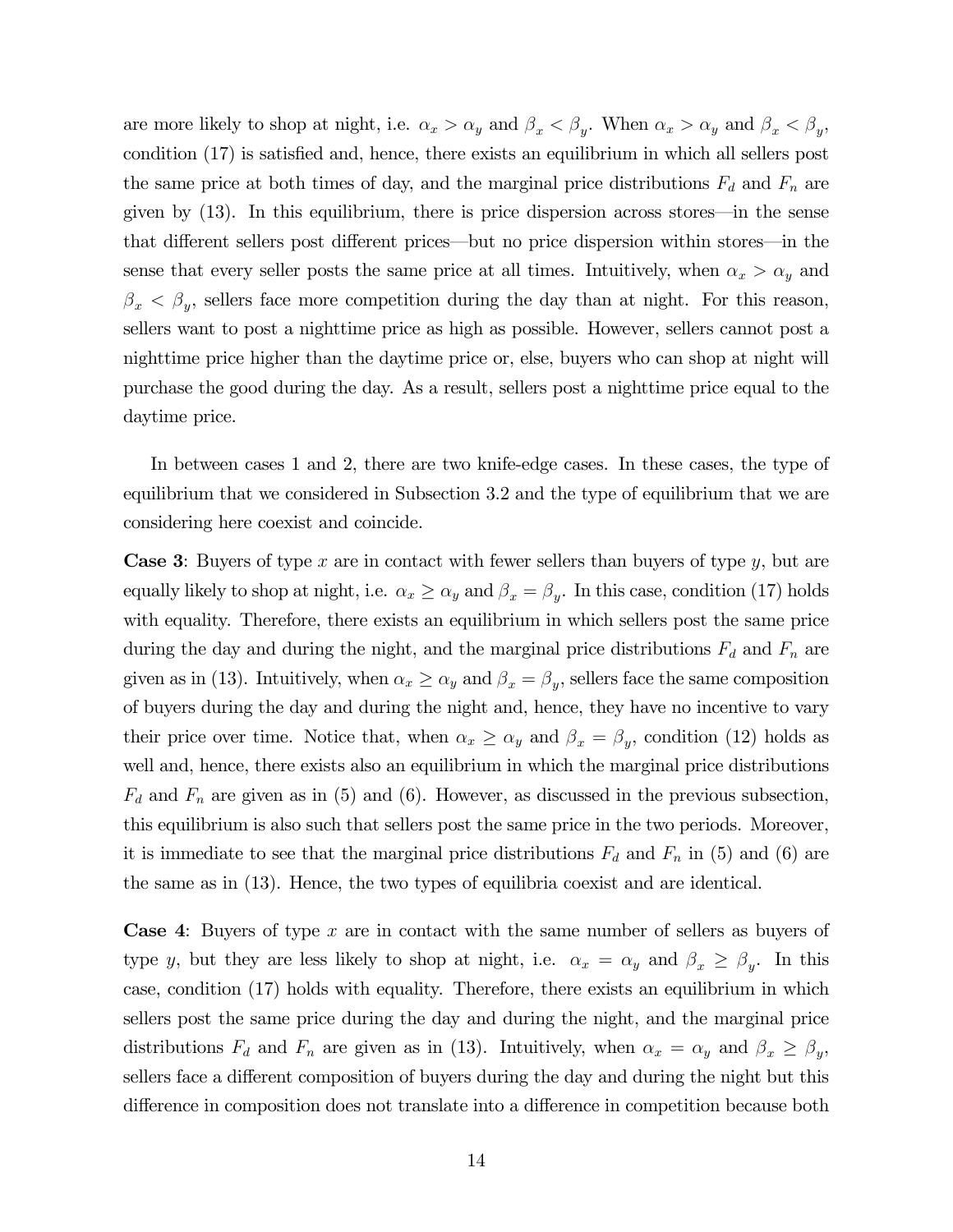are more likely to shop at night, i.e. $\alpha_x > \alpha_y$ and $\beta_x < \beta_y$. When $\alpha_x > \alpha_y$ and $\beta_x < \beta_y$, condition (17) is satisfied and, hence, there exists an equilibrium in which all sellers post the same price at both times of day, and the marginal price distributions $F_d$ and $F_n$ are given by (13). In this equilibrium, there is price dispersion across stores—in the sense that different sellers post different prices—but no price dispersion within stores—in the sense that every seller posts the same price at all times. Intuitively, when $\alpha_x > \alpha_y$ and $\beta_x < \beta_y$, sellers face more competition during the day than at night. For this reason, sellers want to post a nighttime price as high as possible. However, sellers cannot post a nighttime price higher than the daytime price or, else, buyers who can shop at night will purchase the good during the day. As a result, sellers post a nighttime price equal to the daytime price.

In between cases 1 and 2, there are two knife-edge cases. In these cases, the type of equilibrium that we considered in Subsection 3.2 and the type of equilibrium that we are considering here coexist and coincide.

**Case 3**: Buyers of type $x$ are in contact with fewer sellers than buyers of type $y$, but are equally likely to shop at night, i.e. $\alpha_x \geq \alpha_y$ and $\beta_x = \beta_y$. In this case, condition (17) holds with equality. Therefore, there exists an equilibrium in which sellers post the same price during the day and during the night, and the marginal price distributions $F_d$ and $F_n$ are given as in (13). Intuitively, when $\alpha_x \geq \alpha_y$ and $\beta_x = \beta_y$, sellers face the same composition of buyers during the day and during the night and, hence, they have no incentive to vary their price over time. Notice that, when $\alpha_x \geq \alpha_y$ and $\beta_x = \beta_y$, condition (12) holds as well and, hence, there exists also an equilibrium in which the marginal price distributions $F_d$ and $F_n$ are given as in (5) and (6). However, as discussed in the previous subsection, this equilibrium is also such that sellers post the same price in the two periods. Moreover, it is immediate to see that the marginal price distributions $F_d$ and $F_n$ in (5) and (6) are the same as in (13). Hence, the two types of equilibria coexist and are identical.

**Case 4**: Buyers of type $x$ are in contact with the same number of sellers as buyers of type $y$, but they are less likely to shop at night, i.e. $\alpha_x = \alpha_y$ and $\beta_x \geq \beta_y$. In this case, condition (17) holds with equality. Therefore, there exists an equilibrium in which sellers post the same price during the day and during the night, and the marginal price distributions $F_d$ and $F_n$ are given as in (13). Intuitively, when $\alpha_x = \alpha_y$ and $\beta_x \geq \beta_y$, sellers face a different composition of buyers during the day and during the night but this difference in composition does not translate into a difference in competition because both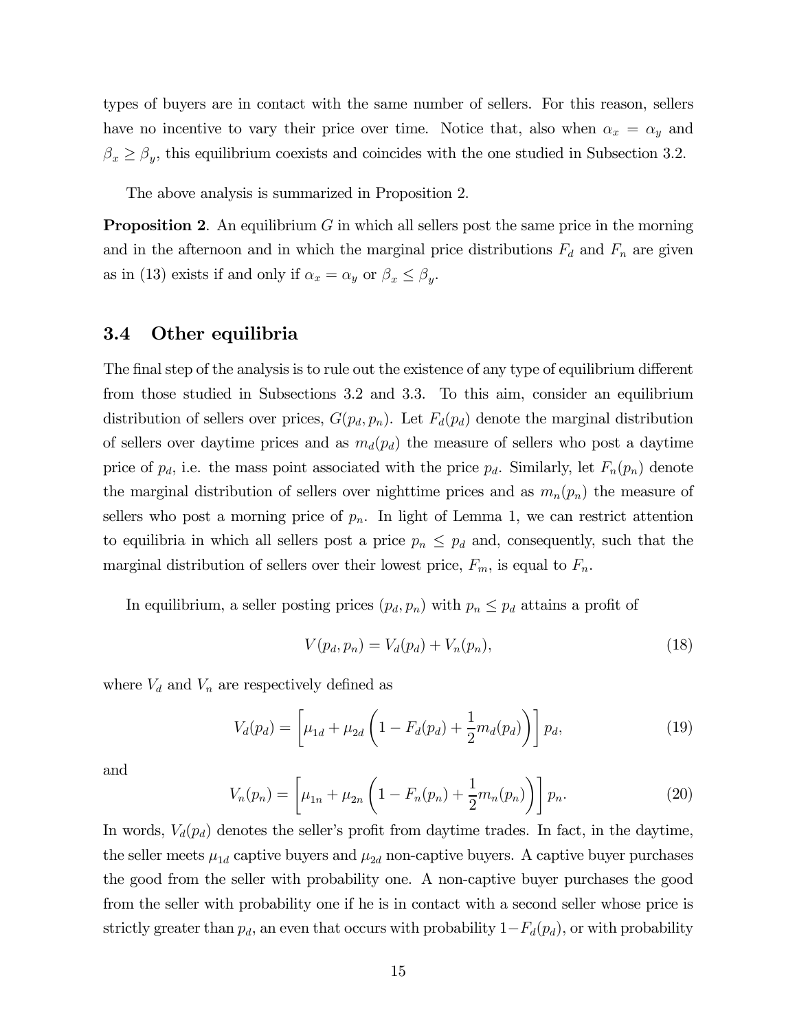types of buyers are in contact with the same number of sellers. For this reason, sellers have no incentive to vary their price over time. Notice that, also when $\alpha_x = \alpha_y$ and $\beta_x \geq \beta_y$, this equilibrium coexists and coincides with the one studied in Subsection 3.2.

The above analysis is summarized in Proposition 2.

**Proposition 2**. An equilibrium $G$ in which all sellers post the same price in the morning and in the afternoon and in which the marginal price distributions $F_d$ and $F_n$ are given as in (13) exists if and only if $\alpha_x = \alpha_y$ or $\beta_x \leq \beta_y$.

### 3.4 Other equilibria

The final step of the analysis is to rule out the existence of any type of equilibrium different from those studied in Subsections 3.2 and 3.3. To this aim, consider an equilibrium distribution of sellers over prices, $G(p_d, p_n)$. Let $F_d(p_d)$ denote the marginal distribution of sellers over daytime prices and as $m_d(p_d)$ the measure of sellers who post a daytime price of $p_d$, i.e. the mass point associated with the price $p_d$. Similarly, let $F_n(p_n)$ denote the marginal distribution of sellers over nighttime prices and as $m_n(p_n)$ the measure of sellers who post a morning price of $p_n$. In light of Lemma 1, we can restrict attention to equilibria in which all sellers post a price $p_n \leq p_d$ and, consequently, such that the marginal distribution of sellers over their lowest price, $F_m$, is equal to $F_n$.

In equilibrium, a seller posting prices $(p_d, p_n)$ with $p_n \leq p_d$ attains a profit of

$$V(p_d, p_n) = V_d(p_d) + V_n(p_n), \tag{18}$$

where $V_d$ and $V_n$ are respectively defined as

$$V_d(p_d) = \left[\mu_{1d} + \mu_{2d}\left(1 - F_d(p_d) + \frac{1}{2}m_d(p_d)\right)\right] p_d, \tag{19}$$

and

$$V_n(p_n) = \left[\mu_{1n} + \mu_{2n}\left(1 - F_n(p_n) + \frac{1}{2}m_n(p_n)\right)\right] p_n. \tag{20}$$

In words, $V_d(p_d)$ denotes the seller's profit from daytime trades. In fact, in the daytime, the seller meets $\mu_{1d}$ captive buyers and $\mu_{2d}$ non-captive buyers. A captive buyer purchases the good from the seller with probability one. A non-captive buyer purchases the good from the seller with probability one if he is in contact with a second seller whose price is strictly greater than $p_d$, an even that occurs with probability $1-F_d(p_d)$, or with probability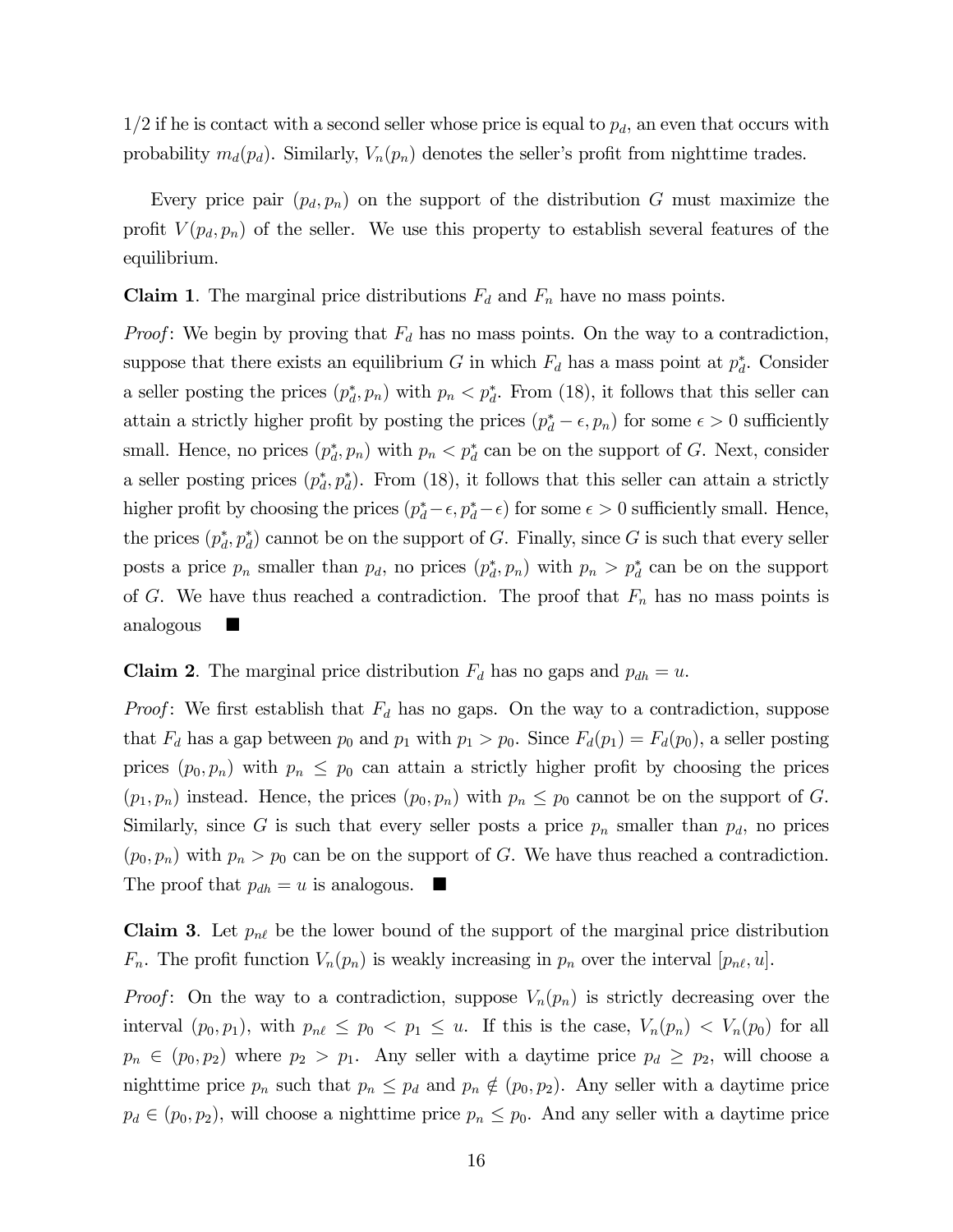1/2 if he is contact with a second seller whose price is equal to $p_d$, an even that occurs with probability $m_d(p_d)$. Similarly, $V_n(p_n)$ denotes the seller's profit from nighttime trades.

Every price pair $(p_d, p_n)$ on the support of the distribution $G$ must maximize the profit $V(p_d, p_n)$ of the seller. We use this property to establish several features of the equilibrium.

**Claim 1**. The marginal price distributions $F_d$ and $F_n$ have no mass points.

*Proof*: We begin by proving that $F_d$ has no mass points. On the way to a contradiction, suppose that there exists an equilibrium $G$ in which $F_d$ has a mass point at $p_d^*$. Consider a seller posting the prices $(p_d^*, p_n)$ with $p_n < p_d^*$. From (18), it follows that this seller can attain a strictly higher profit by posting the prices $(p_d^* - \epsilon, p_n)$ for some $\epsilon > 0$ sufficiently small. Hence, no prices $(p_d^*, p_n)$ with $p_n < p_d^*$ can be on the support of $G$. Next, consider a seller posting prices $(p_d^*, p_d^*)$. From (18), it follows that this seller can attain a strictly higher profit by choosing the prices $(p_d^* - \epsilon, p_d^* - \epsilon)$ for some $\epsilon > 0$ sufficiently small. Hence, the prices $(p_d^*, p_d^*)$ cannot be on the support of $G$. Finally, since $G$ is such that every seller posts a price $p_n$ smaller than $p_d$, no prices $(p_d^*, p_n)$ with $p_n > p_d^*$ can be on the support of $G$. We have thus reached a contradiction. The proof that $F_n$ has no mass points is analogous ■

**Claim 2**. The marginal price distribution $F_d$ has no gaps and $p_{dh} = u$.

*Proof*: We first establish that $F_d$ has no gaps. On the way to a contradiction, suppose that $F_d$ has a gap between $p_0$ and $p_1$ with $p_1 > p_0$. Since $F_d(p_1) = F_d(p_0)$, a seller posting prices $(p_0, p_n)$ with $p_n \leq p_0$ can attain a strictly higher profit by choosing the prices $(p_1, p_n)$ instead. Hence, the prices $(p_0, p_n)$ with $p_n \leq p_0$ cannot be on the support of $G$. Similarly, since $G$ is such that every seller posts a price $p_n$ smaller than $p_d$, no prices $(p_0, p_n)$ with $p_n > p_0$ can be on the support of $G$. We have thus reached a contradiction. The proof that $p_{dh} = u$ is analogous. ■

**Claim 3**. Let $p_{n\ell}$ be the lower bound of the support of the marginal price distribution $F_n$. The profit function $V_n(p_n)$ is weakly increasing in $p_n$ over the interval $[p_{n\ell}, u]$.

*Proof*: On the way to a contradiction, suppose $V_n(p_n)$ is strictly decreasing over the interval $(p_0, p_1)$, with $p_{n\ell} \leq p_0 < p_1 \leq u$. If this is the case, $V_n(p_n) < V_n(p_0)$ for all $p_n \in (p_0, p_2)$ where $p_2 > p_1$. Any seller with a daytime price $p_d \geq p_2$, will choose a nighttime price $p_n$ such that $p_n \leq p_d$ and $p_n \notin (p_0, p_2)$. Any seller with a daytime price $p_d \in (p_0, p_2)$, will choose a nighttime price $p_n \leq p_0$. And any seller with a daytime price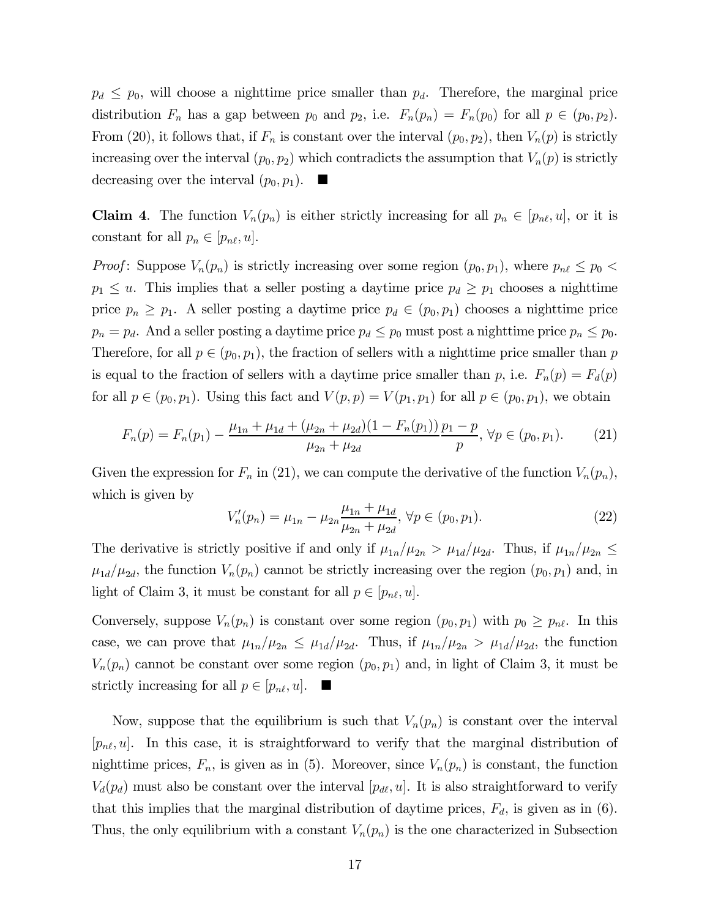$p_d \leq p_0$, will choose a nighttime price smaller than $p_d$. Therefore, the marginal price distribution $F_n$ has a gap between $p_0$ and $p_2$, i.e. $F_n(p_n) = F_n(p_0)$ for all $p \in (p_0, p_2)$. From (20), it follows that, if $F_n$ is constant over the interval $(p_0, p_2)$, then $V_n(p)$ is strictly increasing over the interval $(p_0, p_2)$ which contradicts the assumption that $V_n(p)$ is strictly decreasing over the interval $(p_0, p_1)$. ■

**Claim 4**. The function $V_n(p_n)$ is either strictly increasing for all $p_n \in [p_{n\ell}, u]$, or it is constant for all $p_n \in [p_{n\ell}, u]$.

*Proof*: Suppose $V_n(p_n)$ is strictly increasing over some region $(p_0, p_1)$, where $p_{n\ell} \leq p_0 < p_1 \leq u$. This implies that a seller posting a daytime price $p_d \geq p_1$ chooses a nighttime price $p_n \geq p_1$. A seller posting a daytime price $p_d \in (p_0, p_1)$ chooses a nighttime price $p_n = p_d$. And a seller posting a daytime price $p_d \leq p_0$ must post a nighttime price $p_n \leq p_0$. Therefore, for all $p \in (p_0, p_1)$, the fraction of sellers with a nighttime price smaller than $p$ is equal to the fraction of sellers with a daytime price smaller than $p$, i.e. $F_n(p) = F_d(p)$ for all $p \in (p_0, p_1)$. Using this fact and $V(p, p) = V(p_1, p_1)$ for all $p \in (p_0, p_1)$, we obtain

$$F_n(p) = F_n(p_1) - \frac{\mu_{1n} + \mu_{1d} + (\mu_{2n} + \mu_{2d})(1 - F_n(p_1))}{\mu_{2n} + \mu_{2d}} \frac{p_1 - p}{p}, \; \forall p \in (p_0, p_1). \tag{21}$$

Given the expression for $F_n$ in (21), we can compute the derivative of the function $V_n(p_n)$, which is given by

$$V_n'(p_n) = \mu_{1n} - \mu_{2n} \frac{\mu_{1n} + \mu_{1d}}{\mu_{2n} + \mu_{2d}}, \; \forall p \in (p_0, p_1). \tag{22}$$

The derivative is strictly positive if and only if $\mu_{1n}/\mu_{2n} > \mu_{1d}/\mu_{2d}$. Thus, if $\mu_{1n}/\mu_{2n} \leq \mu_{1d}/\mu_{2d}$, the function $V_n(p_n)$ cannot be strictly increasing over the region $(p_0, p_1)$ and, in light of Claim 3, it must be constant for all $p \in [p_{n\ell}, u]$.

Conversely, suppose $V_n(p_n)$ is constant over some region $(p_0, p_1)$ with $p_0 \geq p_{n\ell}$. In this case, we can prove that $\mu_{1n}/\mu_{2n} \leq \mu_{1d}/\mu_{2d}$. Thus, if $\mu_{1n}/\mu_{2n} > \mu_{1d}/\mu_{2d}$, the function $V_n(p_n)$ cannot be constant over some region $(p_0, p_1)$ and, in light of Claim 3, it must be strictly increasing for all $p \in [p_{n\ell}, u]$. ■

Now, suppose that the equilibrium is such that $V_n(p_n)$ is constant over the interval $[p_{n\ell}, u]$. In this case, it is straightforward to verify that the marginal distribution of nighttime prices, $F_n$, is given as in (5). Moreover, since $V_n(p_n)$ is constant, the function $V_d(p_d)$ must also be constant over the interval $[p_{d\ell}, u]$. It is also straightforward to verify that this implies that the marginal distribution of daytime prices, $F_d$, is given as in (6). Thus, the only equilibrium with a constant $V_n(p_n)$ is the one characterized in Subsection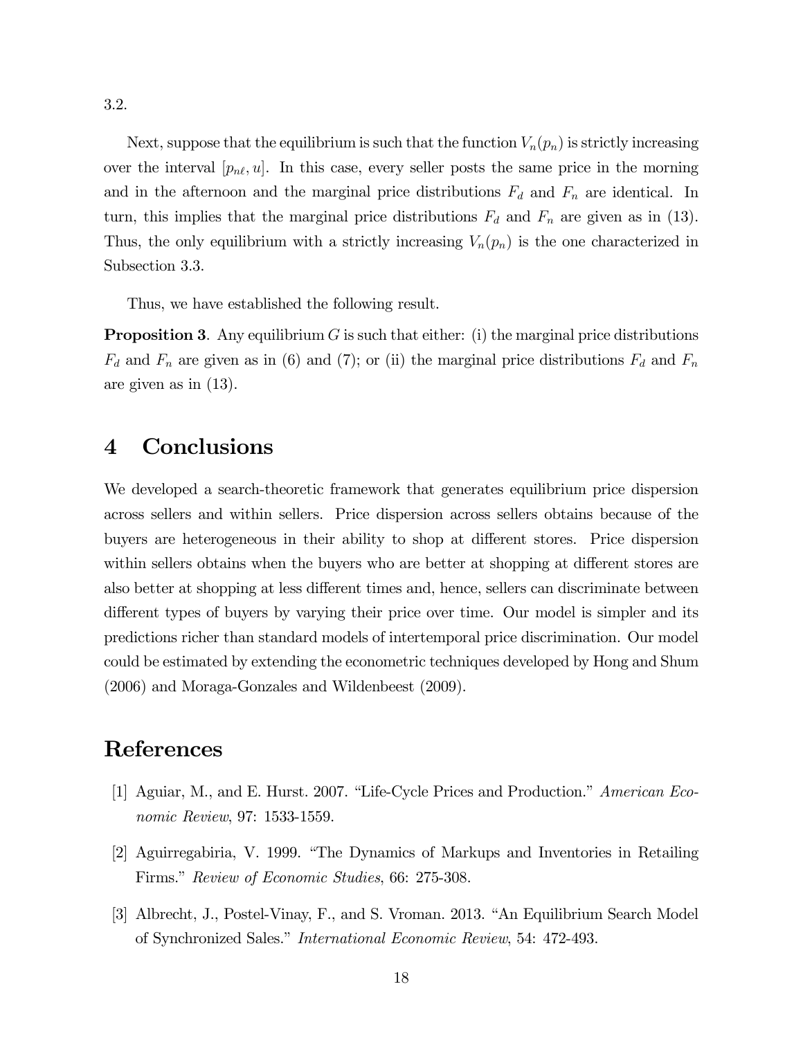3.2.

Next, suppose that the equilibrium is such that the function $V_n(p_n)$ is strictly increasing over the interval $[p_{n\ell}, u]$. In this case, every seller posts the same price in the morning and in the afternoon and the marginal price distributions $F_d$ and $F_n$ are identical. In turn, this implies that the marginal price distributions $F_d$ and $F_n$ are given as in (13). Thus, the only equilibrium with a strictly increasing $V_n(p_n)$ is the one characterized in Subsection 3.3.

Thus, we have established the following result.

**Proposition 3**. Any equilibrium $G$ is such that either: (i) the marginal price distributions $F_d$ and $F_n$ are given as in (6) and (7); or (ii) the marginal price distributions $F_d$ and $F_n$ are given as in (13).

# 4 Conclusions

We developed a search-theoretic framework that generates equilibrium price dispersion across sellers and within sellers. Price dispersion across sellers obtains because of the buyers are heterogeneous in their ability to shop at different stores. Price dispersion within sellers obtains when the buyers who are better at shopping at different stores are also better at shopping at less different times and, hence, sellers can discriminate between different types of buyers by varying their price over time. Our model is simpler and its predictions richer than standard models of intertemporal price discrimination. Our model could be estimated by extending the econometric techniques developed by Hong and Shum (2006) and Moraga-Gonzales and Wildenbeest (2009).

# References

[1] Aguiar, M., and E. Hurst. 2007. "Life-Cycle Prices and Production." *American Economic Review*, 97: 1533-1559.

[2] Aguirregabiria, V. 1999. "The Dynamics of Markups and Inventories in Retailing Firms." *Review of Economic Studies*, 66: 275-308.

[3] Albrecht, J., Postel-Vinay, F., and S. Vroman. 2013. "An Equilibrium Search Model of Synchronized Sales." *International Economic Review*, 54: 472-493.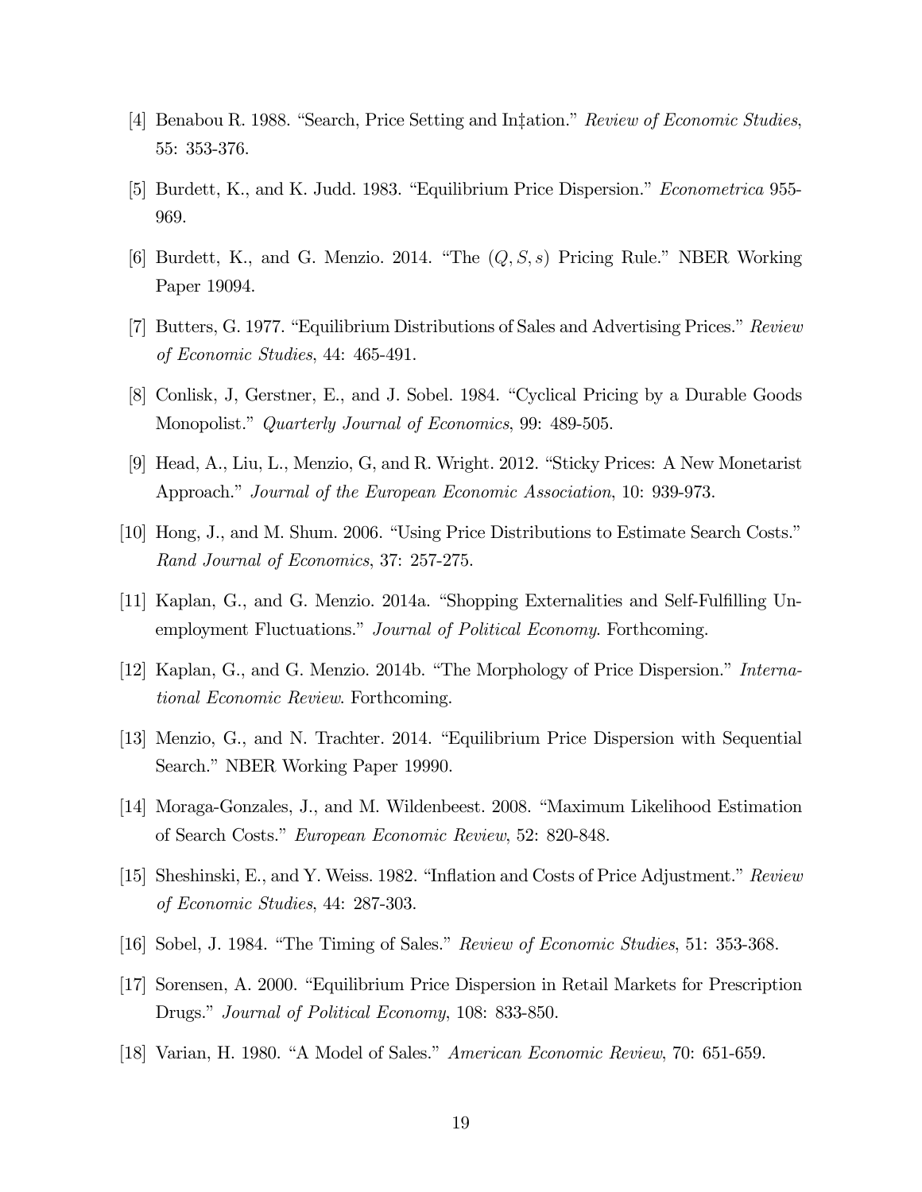[4] Benabou R. 1988. "Search, Price Setting and In‡ation." *Review of Economic Studies*, 55: 353-376.

[5] Burdett, K., and K. Judd. 1983. "Equilibrium Price Dispersion." *Econometrica* 955-969.

[6] Burdett, K., and G. Menzio. 2014. "The $(Q, S, s)$ Pricing Rule." NBER Working Paper 19094.

[7] Butters, G. 1977. "Equilibrium Distributions of Sales and Advertising Prices." *Review of Economic Studies*, 44: 465-491.

[8] Conlisk, J, Gerstner, E., and J. Sobel. 1984. "Cyclical Pricing by a Durable Goods Monopolist." *Quarterly Journal of Economics*, 99: 489-505.

[9] Head, A., Liu, L., Menzio, G, and R. Wright. 2012. "Sticky Prices: A New Monetarist Approach." *Journal of the European Economic Association*, 10: 939-973.

[10] Hong, J., and M. Shum. 2006. "Using Price Distributions to Estimate Search Costs." *Rand Journal of Economics*, 37: 257-275.

[11] Kaplan, G., and G. Menzio. 2014a. "Shopping Externalities and Self-Fulfilling Unemployment Fluctuations." *Journal of Political Economy*. Forthcoming.

[12] Kaplan, G., and G. Menzio. 2014b. "The Morphology of Price Dispersion." *International Economic Review*. Forthcoming.

[13] Menzio, G., and N. Trachter. 2014. "Equilibrium Price Dispersion with Sequential Search." NBER Working Paper 19990.

[14] Moraga-Gonzales, J., and M. Wildenbeest. 2008. "Maximum Likelihood Estimation of Search Costs." *European Economic Review*, 52: 820-848.

[15] Sheshinski, E., and Y. Weiss. 1982. "Inflation and Costs of Price Adjustment." *Review of Economic Studies*, 44: 287-303.

[16] Sobel, J. 1984. "The Timing of Sales." *Review of Economic Studies*, 51: 353-368.

[17] Sorensen, A. 2000. "Equilibrium Price Dispersion in Retail Markets for Prescription Drugs." *Journal of Political Economy*, 108: 833-850.

[18] Varian, H. 1980. "A Model of Sales." *American Economic Review*, 70: 651-659.